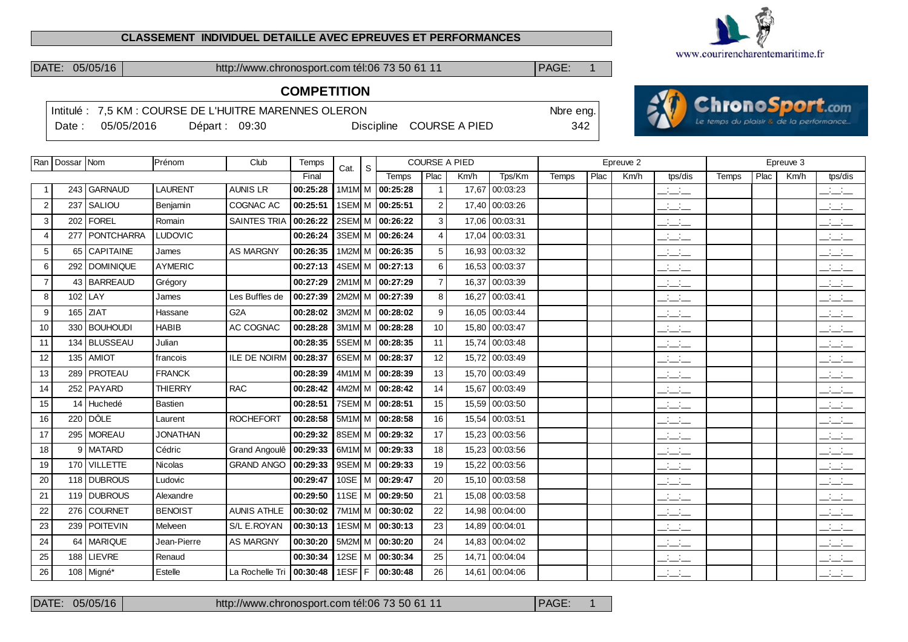**CLASSEMENT INDIVIDUEL DETAILLE AVEC EPREUVES ET PERFORMANCES**

DATE: 05/05/16 | http://www.chronosport.com tél:06 73 50 61 11 | PAGE: 1

www.courirencharentemaritime.fr

## COMPETITION

Intitulé : 7,5 KM : COURSE DE L'HUITRE MARENNES OLERON — Nbre eng. 342

Date : 05/05/2016 — Départ : 09:30 — Discipline COURSE A PIED

| Ran | Dossar | Nom | Prénom | Club | Temps | Cat. | S | COURSE A PIED | | | | Epreuve 2 | | | | Epreuve 3 | | | |
|---|---|---|---|---|---|---|---|---|---|---|---|---|---|---|---|---|---|---|---|
| | | | | | Final | | | Temps | Plac | Km/h | Tps/Km | Temps | Plac | Km/h | tps/dis | Temps | Plac | Km/h | tps/dis |
| 1 | 243 | GARNAUD | LAURENT | AUNIS LR | 00:25:28 | 1M1M | M | 00:25:28 | 1 | 17,67 | 00:03:23 | | | | __:__:__ | | | | __:__:__ |
| 2 | 237 | SALIOU | Benjamin | COGNAC AC | 00:25:51 | 1SEM | M | 00:25:51 | 2 | 17,40 | 00:03:26 | | | | __:__:__ | | | | __:__:__ |
| 3 | 202 | FOREL | Romain | SAINTES TRIA | 00:26:22 | 2SEM | M | 00:26:22 | 3 | 17,06 | 00:03:31 | | | | __:__:__ | | | | __:__:__ |
| 4 | 277 | PONTCHARRA | LUDOVIC | | 00:26:24 | 3SEM | M | 00:26:24 | 4 | 17,04 | 00:03:31 | | | | __:__:__ | | | | __:__:__ |
| 5 | 65 | CAPITAINE | James | AS MARGNY | 00:26:35 | 1M2M | M | 00:26:35 | 5 | 16,93 | 00:03:32 | | | | __:__:__ | | | | __:__:__ |
| 6 | 292 | DOMINIQUE | AYMERIC | | 00:27:13 | 4SEM | M | 00:27:13 | 6 | 16,53 | 00:03:37 | | | | __:__:__ | | | | __:__:__ |
| 7 | 43 | BARREAUD | Grégory | | 00:27:29 | 2M1M | M | 00:27:29 | 7 | 16,37 | 00:03:39 | | | | __:__:__ | | | | __:__:__ |
| 8 | 102 | LAY | James | Les Buffles de | 00:27:39 | 2M2M | M | 00:27:39 | 8 | 16,27 | 00:03:41 | | | | __:__:__ | | | | __:__:__ |
| 9 | 165 | ZIAT | Hassane | G2A | 00:28:02 | 3M2M | M | 00:28:02 | 9 | 16,05 | 00:03:44 | | | | __:__:__ | | | | __:__:__ |
| 10 | 330 | BOUHOUDI | HABIB | AC COGNAC | 00:28:28 | 3M1M | M | 00:28:28 | 10 | 15,80 | 00:03:47 | | | | __:__:__ | | | | __:__:__ |
| 11 | 134 | BLUSSEAU | Julian | | 00:28:35 | 5SEM | M | 00:28:35 | 11 | 15,74 | 00:03:48 | | | | __:__:__ | | | | __:__:__ |
| 12 | 135 | AMIOT | francois | ILE DE NOIRM | 00:28:37 | 6SEM | M | 00:28:37 | 12 | 15,72 | 00:03:49 | | | | __:__:__ | | | | __:__:__ |
| 13 | 289 | PROTEAU | FRANCK | | 00:28:39 | 4M1M | M | 00:28:39 | 13 | 15,70 | 00:03:49 | | | | __:__:__ | | | | __:__:__ |
| 14 | 252 | PAYARD | THIERRY | RAC | 00:28:42 | 4M2M | M | 00:28:42 | 14 | 15,67 | 00:03:49 | | | | __:__:__ | | | | __:__:__ |
| 15 | 14 | Huchedé | Bastien | | 00:28:51 | 7SEM | M | 00:28:51 | 15 | 15,59 | 00:03:50 | | | | __:__:__ | | | | __:__:__ |
| 16 | 220 | DÔLE | Laurent | ROCHEFORT | 00:28:58 | 5M1M | M | 00:28:58 | 16 | 15,54 | 00:03:51 | | | | __:__:__ | | | | __:__:__ |
| 17 | 295 | MOREAU | JONATHAN | | 00:29:32 | 8SEM | M | 00:29:32 | 17 | 15,23 | 00:03:56 | | | | __:__:__ | | | | __:__:__ |
| 18 | 9 | MATARD | Cédric | Grand Angoulê | 00:29:33 | 6M1M | M | 00:29:33 | 18 | 15,23 | 00:03:56 | | | | __:__:__ | | | | __:__:__ |
| 19 | 170 | VILLETTE | Nicolas | GRAND ANGO | 00:29:33 | 9SEM | M | 00:29:33 | 19 | 15,22 | 00:03:56 | | | | __:__:__ | | | | __:__:__ |
| 20 | 118 | DUBROUS | Ludovic | | 00:29:47 | 10SE | M | 00:29:47 | 20 | 15,10 | 00:03:58 | | | | __:__:__ | | | | __:__:__ |
| 21 | 119 | DUBROUS | Alexandre | | 00:29:50 | 11SE | M | 00:29:50 | 21 | 15,08 | 00:03:58 | | | | __:__:__ | | | | __:__:__ |
| 22 | 276 | COURNET | BENOIST | AUNIS ATHLE | 00:30:02 | 7M1M | M | 00:30:02 | 22 | 14,98 | 00:04:00 | | | | __:__:__ | | | | __:__:__ |
| 23 | 239 | POITEVIN | Melveen | S/L E.ROYAN | 00:30:13 | 1ESM | M | 00:30:13 | 23 | 14,89 | 00:04:01 | | | | __:__:__ | | | | __:__:__ |
| 24 | 64 | MARIQUE | Jean-Pierre | AS MARGNY | 00:30:20 | 5M2M | M | 00:30:20 | 24 | 14,83 | 00:04:02 | | | | __:__:__ | | | | __:__:__ |
| 25 | 188 | LIEVRE | Renaud | | 00:30:34 | 12SE | M | 00:30:34 | 25 | 14,71 | 00:04:04 | | | | __:__:__ | | | | __:__:__ |
| 26 | 108 | Migné* | Estelle | La Rochelle Tri | 00:30:48 | 1ESF | F | 00:30:48 | 26 | 14,61 | 00:04:06 | | | | __:__:__ | | | | __:__:__ |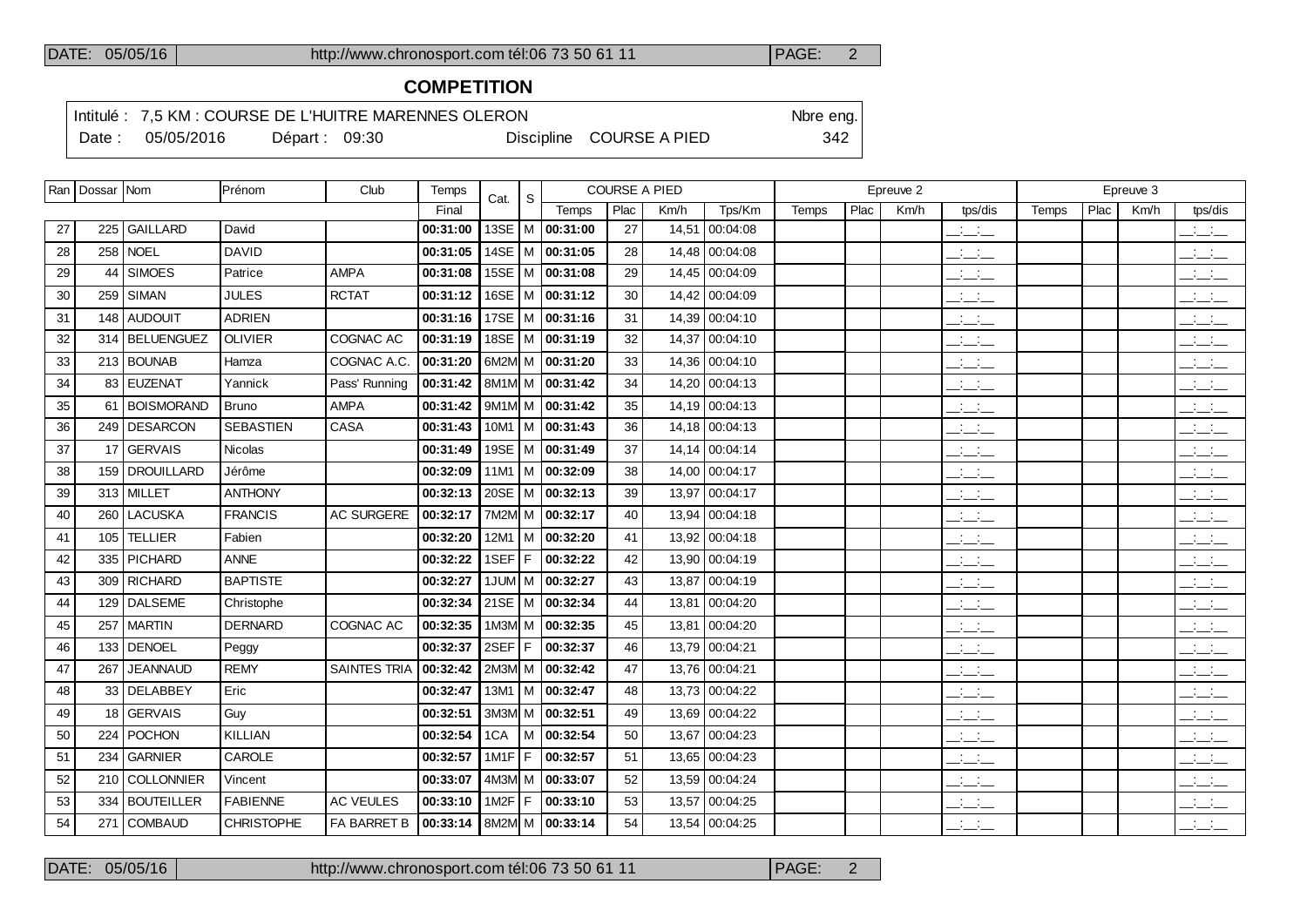## COMPETITION

Intitulé : 7,5 KM : COURSE DE L'HUITRE MARENNES OLERON — Nbre eng. 342

Date : 05/05/2016 — Départ : 09:30 — Discipline COURSE A PIED

| Ran | Dossar | Nom | Prénom | Club | Temps | Cat. | S | COURSE A PIED | | | | Epreuve 2 | | | | Epreuve 3 | | | |
|---|---|---|---|---|---|---|---|---|---|---|---|---|---|---|---|---|---|---|---|
| | | | | | Final | | | Temps | Plac | Km/h | Tps/Km | Temps | Plac | Km/h | tps/dis | Temps | Plac | Km/h | tps/dis |
| 27 | 225 | GAILLARD | David | | 00:31:00 | 13SE | M | 00:31:00 | 27 | 14,51 | 00:04:08 | | | | __:__:__ | | | | __:__:__ |
| 28 | 258 | NOEL | DAVID | | 00:31:05 | 14SE | M | 00:31:05 | 28 | 14,48 | 00:04:08 | | | | __:__:__ | | | | __:__:__ |
| 29 | 44 | SIMOES | Patrice | AMPA | 00:31:08 | 15SE | M | 00:31:08 | 29 | 14,45 | 00:04:09 | | | | __:__:__ | | | | __:__:__ |
| 30 | 259 | SIMAN | JULES | RCTAT | 00:31:12 | 16SE | M | 00:31:12 | 30 | 14,42 | 00:04:09 | | | | __:__:__ | | | | __:__:__ |
| 31 | 148 | AUDOUIT | ADRIEN | | 00:31:16 | 17SE | M | 00:31:16 | 31 | 14,39 | 00:04:10 | | | | __:__:__ | | | | __:__:__ |
| 32 | 314 | BELUENGUEZ | OLIVIER | COGNAC AC | 00:31:19 | 18SE | M | 00:31:19 | 32 | 14,37 | 00:04:10 | | | | __:__:__ | | | | __:__:__ |
| 33 | 213 | BOUNAB | Hamza | COGNAC A.C. | 00:31:20 | 6M2M | M | 00:31:20 | 33 | 14,36 | 00:04:10 | | | | __:__:__ | | | | __:__:__ |
| 34 | 83 | EUZENAT | Yannick | Pass' Running | 00:31:42 | 8M1M | M | 00:31:42 | 34 | 14,20 | 00:04:13 | | | | __:__:__ | | | | __:__:__ |
| 35 | 61 | BOISMORAND | Bruno | AMPA | 00:31:42 | 9M1M | M | 00:31:42 | 35 | 14,19 | 00:04:13 | | | | __:__:__ | | | | __:__:__ |
| 36 | 249 | DESARCON | SEBASTIEN | CASA | 00:31:43 | 10M1 | M | 00:31:43 | 36 | 14,18 | 00:04:13 | | | | __:__:__ | | | | __:__:__ |
| 37 | 17 | GERVAIS | Nicolas | | 00:31:49 | 19SE | M | 00:31:49 | 37 | 14,14 | 00:04:14 | | | | __:__:__ | | | | __:__:__ |
| 38 | 159 | DROUILLARD | Jérôme | | 00:32:09 | 11M1 | M | 00:32:09 | 38 | 14,00 | 00:04:17 | | | | __:__:__ | | | | __:__:__ |
| 39 | 313 | MILLET | ANTHONY | | 00:32:13 | 20SE | M | 00:32:13 | 39 | 13,97 | 00:04:17 | | | | __:__:__ | | | | __:__:__ |
| 40 | 260 | LACUSKA | FRANCIS | AC SURGERE | 00:32:17 | 7M2M | M | 00:32:17 | 40 | 13,94 | 00:04:18 | | | | __:__:__ | | | | __:__:__ |
| 41 | 105 | TELLIER | Fabien | | 00:32:20 | 12M1 | M | 00:32:20 | 41 | 13,92 | 00:04:18 | | | | __:__:__ | | | | __:__:__ |
| 42 | 335 | PICHARD | ANNE | | 00:32:22 | 1SEF | F | 00:32:22 | 42 | 13,90 | 00:04:19 | | | | __:__:__ | | | | __:__:__ |
| 43 | 309 | RICHARD | BAPTISTE | | 00:32:27 | 1JUM | M | 00:32:27 | 43 | 13,87 | 00:04:19 | | | | __:__:__ | | | | __:__:__ |
| 44 | 129 | DALSEME | Christophe | | 00:32:34 | 21SE | M | 00:32:34 | 44 | 13,81 | 00:04:20 | | | | __:__:__ | | | | __:__:__ |
| 45 | 257 | MARTIN | DERNARD | COGNAC AC | 00:32:35 | 1M3M | M | 00:32:35 | 45 | 13,81 | 00:04:20 | | | | __:__:__ | | | | __:__:__ |
| 46 | 133 | DENOEL | Peggy | | 00:32:37 | 2SEF | F | 00:32:37 | 46 | 13,79 | 00:04:21 | | | | __:__:__ | | | | __:__:__ |
| 47 | 267 | JEANNAUD | REMY | SAINTES TRIA | 00:32:42 | 2M3M | M | 00:32:42 | 47 | 13,76 | 00:04:21 | | | | __:__:__ | | | | __:__:__ |
| 48 | 33 | DELABBEY | Eric | | 00:32:47 | 13M1 | M | 00:32:47 | 48 | 13,73 | 00:04:22 | | | | __:__:__ | | | | __:__:__ |
| 49 | 18 | GERVAIS | Guy | | 00:32:51 | 3M3M | M | 00:32:51 | 49 | 13,69 | 00:04:22 | | | | __:__:__ | | | | __:__:__ |
| 50 | 224 | POCHON | KILLIAN | | 00:32:54 | 1CA | M | 00:32:54 | 50 | 13,67 | 00:04:23 | | | | __:__:__ | | | | __:__:__ |
| 51 | 234 | GARNIER | CAROLE | | 00:32:57 | 1M1F | F | 00:32:57 | 51 | 13,65 | 00:04:23 | | | | __:__:__ | | | | __:__:__ |
| 52 | 210 | COLLONNIER | Vincent | | 00:33:07 | 4M3M | M | 00:33:07 | 52 | 13,59 | 00:04:24 | | | | __:__:__ | | | | __:__:__ |
| 53 | 334 | BOUTEILLER | FABIENNE | AC VEULES | 00:33:10 | 1M2F | F | 00:33:10 | 53 | 13,57 | 00:04:25 | | | | __:__:__ | | | | __:__:__ |
| 54 | 271 | COMBAUD | CHRISTOPHE | FA BARRET B | 00:33:14 | 8M2M | M | 00:33:14 | 54 | 13,54 | 00:04:25 | | | | __:__:__ | | | | __:__:__ |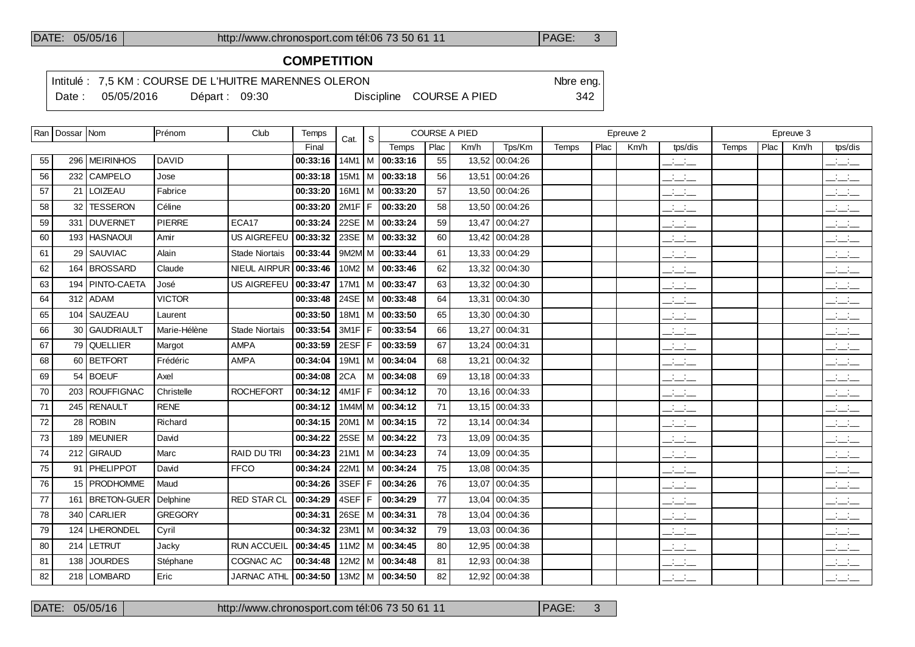## COMPETITION

Intitulé : 7,5 KM : COURSE DE L'HUITRE MARENNES OLERON — Nbre eng. 342

Date : 05/05/2016 — Départ : 09:30 — Discipline COURSE A PIED

| Ran | Dossar | Nom | Prénom | Club | Temps | Cat. | S | COURSE A PIED | | | | Epreuve 2 | | | | Epreuve 3 | | | |
|---|---|---|---|---|---|---|---|---|---|---|---|---|---|---|---|---|---|---|---|
| | | | | | Final | | | Temps | Plac | Km/h | Tps/Km | Temps | Plac | Km/h | tps/dis | Temps | Plac | Km/h | tps/dis |
| 55 | 296 | MEIRINHOS | DAVID | | 00:33:16 | 14M1 | M | 00:33:16 | 55 | 13,52 | 00:04:26 | | | | __:__:__ | | | | __:__:__ |
| 56 | 232 | CAMPELO | Jose | | 00:33:18 | 15M1 | M | 00:33:18 | 56 | 13,51 | 00:04:26 | | | | __:__:__ | | | | __:__:__ |
| 57 | 21 | LOIZEAU | Fabrice | | 00:33:20 | 16M1 | M | 00:33:20 | 57 | 13,50 | 00:04:26 | | | | __:__:__ | | | | __:__:__ |
| 58 | 32 | TESSERON | Céline | | 00:33:20 | 2M1F | F | 00:33:20 | 58 | 13,50 | 00:04:26 | | | | __:__:__ | | | | __:__:__ |
| 59 | 331 | DUVERNET | PIERRE | ECA17 | 00:33:24 | 22SE | M | 00:33:24 | 59 | 13,47 | 00:04:27 | | | | __:__:__ | | | | __:__:__ |
| 60 | 193 | HASNAOUI | Amir | US AIGREFEU | 00:33:32 | 23SE | M | 00:33:32 | 60 | 13,42 | 00:04:28 | | | | __:__:__ | | | | __:__:__ |
| 61 | 29 | SAUVIAC | Alain | Stade Niortais | 00:33:44 | 9M2M | M | 00:33:44 | 61 | 13,33 | 00:04:29 | | | | __:__:__ | | | | __:__:__ |
| 62 | 164 | BROSSARD | Claude | NIEUL AIRPUR | 00:33:46 | 10M2 | M | 00:33:46 | 62 | 13,32 | 00:04:30 | | | | __:__:__ | | | | __:__:__ |
| 63 | 194 | PINTO-CAETA | José | US AIGREFEU | 00:33:47 | 17M1 | M | 00:33:47 | 63 | 13,32 | 00:04:30 | | | | __:__:__ | | | | __:__:__ |
| 64 | 312 | ADAM | VICTOR | | 00:33:48 | 24SE | M | 00:33:48 | 64 | 13,31 | 00:04:30 | | | | __:__:__ | | | | __:__:__ |
| 65 | 104 | SAUZEAU | Laurent | | 00:33:50 | 18M1 | M | 00:33:50 | 65 | 13,30 | 00:04:30 | | | | __:__:__ | | | | __:__:__ |
| 66 | 30 | GAUDRIAULT | Marie-Hélène | Stade Niortais | 00:33:54 | 3M1F | F | 00:33:54 | 66 | 13,27 | 00:04:31 | | | | __:__:__ | | | | __:__:__ |
| 67 | 79 | QUELLIER | Margot | AMPA | 00:33:59 | 2ESF | F | 00:33:59 | 67 | 13,24 | 00:04:31 | | | | __:__:__ | | | | __:__:__ |
| 68 | 60 | BETFORT | Frédéric | AMPA | 00:34:04 | 19M1 | M | 00:34:04 | 68 | 13,21 | 00:04:32 | | | | __:__:__ | | | | __:__:__ |
| 69 | 54 | BOEUF | Axel | | 00:34:08 | 2CA | M | 00:34:08 | 69 | 13,18 | 00:04:33 | | | | __:__:__ | | | | __:__:__ |
| 70 | 203 | ROUFFIGNAC | Christelle | ROCHEFORT | 00:34:12 | 4M1F | F | 00:34:12 | 70 | 13,16 | 00:04:33 | | | | __:__:__ | | | | __:__:__ |
| 71 | 245 | RENAULT | RENE | | 00:34:12 | 1M4M | M | 00:34:12 | 71 | 13,15 | 00:04:33 | | | | __:__:__ | | | | __:__:__ |
| 72 | 28 | ROBIN | Richard | | 00:34:15 | 20M1 | M | 00:34:15 | 72 | 13,14 | 00:04:34 | | | | __:__:__ | | | | __:__:__ |
| 73 | 189 | MEUNIER | David | | 00:34:22 | 25SE | M | 00:34:22 | 73 | 13,09 | 00:04:35 | | | | __:__:__ | | | | __:__:__ |
| 74 | 212 | GIRAUD | Marc | RAID DU TRI | 00:34:23 | 21M1 | M | 00:34:23 | 74 | 13,09 | 00:04:35 | | | | __:__:__ | | | | __:__:__ |
| 75 | 91 | PHELIPPOT | David | FFCO | 00:34:24 | 22M1 | M | 00:34:24 | 75 | 13,08 | 00:04:35 | | | | __:__:__ | | | | __:__:__ |
| 76 | 15 | PRODHOMME | Maud | | 00:34:26 | 3SEF | F | 00:34:26 | 76 | 13,07 | 00:04:35 | | | | __:__:__ | | | | __:__:__ |
| 77 | 161 | BRETON-GUER | Delphine | RED STAR CL | 00:34:29 | 4SEF | F | 00:34:29 | 77 | 13,04 | 00:04:35 | | | | __:__:__ | | | | __:__:__ |
| 78 | 340 | CARLIER | GREGORY | | 00:34:31 | 26SE | M | 00:34:31 | 78 | 13,04 | 00:04:36 | | | | __:__:__ | | | | __:__:__ |
| 79 | 124 | LHERONDEL | Cyril | | 00:34:32 | 23M1 | M | 00:34:32 | 79 | 13,03 | 00:04:36 | | | | __:__:__ | | | | __:__:__ |
| 80 | 214 | LETRUT | Jacky | RUN ACCUEIL | 00:34:45 | 11M2 | M | 00:34:45 | 80 | 12,95 | 00:04:38 | | | | __:__:__ | | | | __:__:__ |
| 81 | 138 | JOURDES | Stéphane | COGNAC AC | 00:34:48 | 12M2 | M | 00:34:48 | 81 | 12,93 | 00:04:38 | | | | __:__:__ | | | | __:__:__ |
| 82 | 218 | LOMBARD | Eric | JARNAC ATHL | 00:34:50 | 13M2 | M | 00:34:50 | 82 | 12,92 | 00:04:38 | | | | __:__:__ | | | | __:__:__ |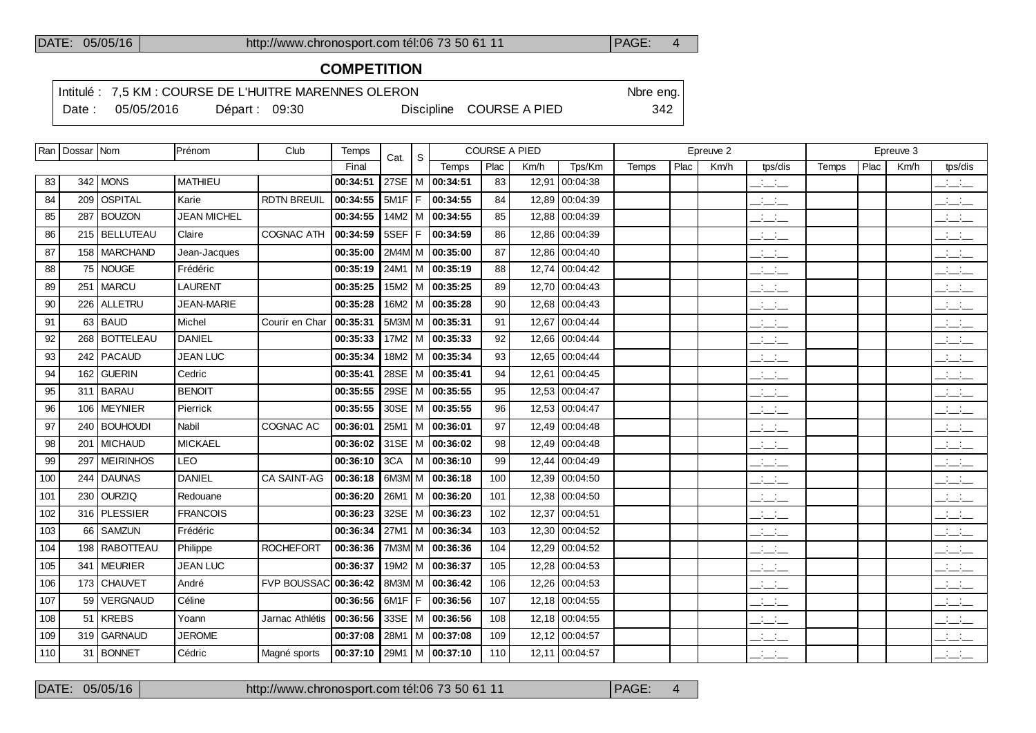## COMPETITION

Intitulé : 7,5 KM : COURSE DE L'HUITRE MARENNES OLERON — Nbre eng. 342

Date : 05/05/2016 — Départ : 09:30 — Discipline COURSE A PIED

| Ran | Dossar | Nom | Prénom | Club | Temps | Cat. | S | COURSE A PIED | | | | Epreuve 2 | | | | Epreuve 3 | | | |
|---|---|---|---|---|---|---|---|---|---|---|---|---|---|---|---|---|---|---|---|
| | | | | | Final | | | Temps | Plac | Km/h | Tps/Km | Temps | Plac | Km/h | tps/dis | Temps | Plac | Km/h | tps/dis |
| 83 | 342 | MONS | MATHIEU | | 00:34:51 | 27SE | M | 00:34:51 | 83 | 12,91 | 00:04:38 | | | | __:__:__ | | | | __:__:__ |
| 84 | 209 | OSPITAL | Karie | RDTN BREUIL | 00:34:55 | 5M1F | F | 00:34:55 | 84 | 12,89 | 00:04:39 | | | | __:__:__ | | | | __:__:__ |
| 85 | 287 | BOUZON | JEAN MICHEL | | 00:34:55 | 14M2 | M | 00:34:55 | 85 | 12,88 | 00:04:39 | | | | __:__:__ | | | | __:__:__ |
| 86 | 215 | BELLUTEAU | Claire | COGNAC ATH | 00:34:59 | 5SEF | F | 00:34:59 | 86 | 12,86 | 00:04:39 | | | | __:__:__ | | | | __:__:__ |
| 87 | 158 | MARCHAND | Jean-Jacques | | 00:35:00 | 2M4M | M | 00:35:00 | 87 | 12,86 | 00:04:40 | | | | __:__:__ | | | | __:__:__ |
| 88 | 75 | NOUGE | Frédéric | | 00:35:19 | 24M1 | M | 00:35:19 | 88 | 12,74 | 00:04:42 | | | | __:__:__ | | | | __:__:__ |
| 89 | 251 | MARCU | LAURENT | | 00:35:25 | 15M2 | M | 00:35:25 | 89 | 12,70 | 00:04:43 | | | | __:__:__ | | | | __:__:__ |
| 90 | 226 | ALLETRU | JEAN-MARIE | | 00:35:28 | 16M2 | M | 00:35:28 | 90 | 12,68 | 00:04:43 | | | | __:__:__ | | | | __:__:__ |
| 91 | 63 | BAUD | Michel | Courir en Char | 00:35:31 | 5M3M | M | 00:35:31 | 91 | 12,67 | 00:04:44 | | | | __:__:__ | | | | __:__:__ |
| 92 | 268 | BOTTELEAU | DANIEL | | 00:35:33 | 17M2 | M | 00:35:33 | 92 | 12,66 | 00:04:44 | | | | __:__:__ | | | | __:__:__ |
| 93 | 242 | PACAUD | JEAN LUC | | 00:35:34 | 18M2 | M | 00:35:34 | 93 | 12,65 | 00:04:44 | | | | __:__:__ | | | | __:__:__ |
| 94 | 162 | GUERIN | Cedric | | 00:35:41 | 28SE | M | 00:35:41 | 94 | 12,61 | 00:04:45 | | | | __:__:__ | | | | __:__:__ |
| 95 | 311 | BARAU | BENOIT | | 00:35:55 | 29SE | M | 00:35:55 | 95 | 12,53 | 00:04:47 | | | | __:__:__ | | | | __:__:__ |
| 96 | 106 | MEYNIER | Pierrick | | 00:35:55 | 30SE | M | 00:35:55 | 96 | 12,53 | 00:04:47 | | | | __:__:__ | | | | __:__:__ |
| 97 | 240 | BOUHOUDI | Nabil | COGNAC AC | 00:36:01 | 25M1 | M | 00:36:01 | 97 | 12,49 | 00:04:48 | | | | __:__:__ | | | | __:__:__ |
| 98 | 201 | MICHAUD | MICKAEL | | 00:36:02 | 31SE | M | 00:36:02 | 98 | 12,49 | 00:04:48 | | | | __:__:__ | | | | __:__:__ |
| 99 | 297 | MEIRINHOS | LEO | | 00:36:10 | 3CA | M | 00:36:10 | 99 | 12,44 | 00:04:49 | | | | __:__:__ | | | | __:__:__ |
| 100 | 244 | DAUNAS | DANIEL | CA SAINT-AG | 00:36:18 | 6M3M | M | 00:36:18 | 100 | 12,39 | 00:04:50 | | | | __:__:__ | | | | __:__:__ |
| 101 | 230 | OURZIQ | Redouane | | 00:36:20 | 26M1 | M | 00:36:20 | 101 | 12,38 | 00:04:50 | | | | __:__:__ | | | | __:__:__ |
| 102 | 316 | PLESSIER | FRANCOIS | | 00:36:23 | 32SE | M | 00:36:23 | 102 | 12,37 | 00:04:51 | | | | __:__:__ | | | | __:__:__ |
| 103 | 66 | SAMZUN | Frédéric | | 00:36:34 | 27M1 | M | 00:36:34 | 103 | 12,30 | 00:04:52 | | | | __:__:__ | | | | __:__:__ |
| 104 | 198 | RABOTTEAU | Philippe | ROCHEFORT | 00:36:36 | 7M3M | M | 00:36:36 | 104 | 12,29 | 00:04:52 | | | | __:__:__ | | | | __:__:__ |
| 105 | 341 | MEURIER | JEAN LUC | | 00:36:37 | 19M2 | M | 00:36:37 | 105 | 12,28 | 00:04:53 | | | | __:__:__ | | | | __:__:__ |
| 106 | 173 | CHAUVET | André | FVP BOUSSAC | 00:36:42 | 8M3M | M | 00:36:42 | 106 | 12,26 | 00:04:53 | | | | __:__:__ | | | | __:__:__ |
| 107 | 59 | VERGNAUD | Céline | | 00:36:56 | 6M1F | F | 00:36:56 | 107 | 12,18 | 00:04:55 | | | | __:__:__ | | | | __:__:__ |
| 108 | 51 | KREBS | Yoann | Jarnac Athlétis | 00:36:56 | 33SE | M | 00:36:56 | 108 | 12,18 | 00:04:55 | | | | __:__:__ | | | | __:__:__ |
| 109 | 319 | GARNAUD | JEROME | | 00:37:08 | 28M1 | M | 00:37:08 | 109 | 12,12 | 00:04:57 | | | | __:__:__ | | | | __:__:__ |
| 110 | 31 | BONNET | Cédric | Magné sports | 00:37:10 | 29M1 | M | 00:37:10 | 110 | 12,11 | 00:04:57 | | | | __:__:__ | | | | __:__:__ |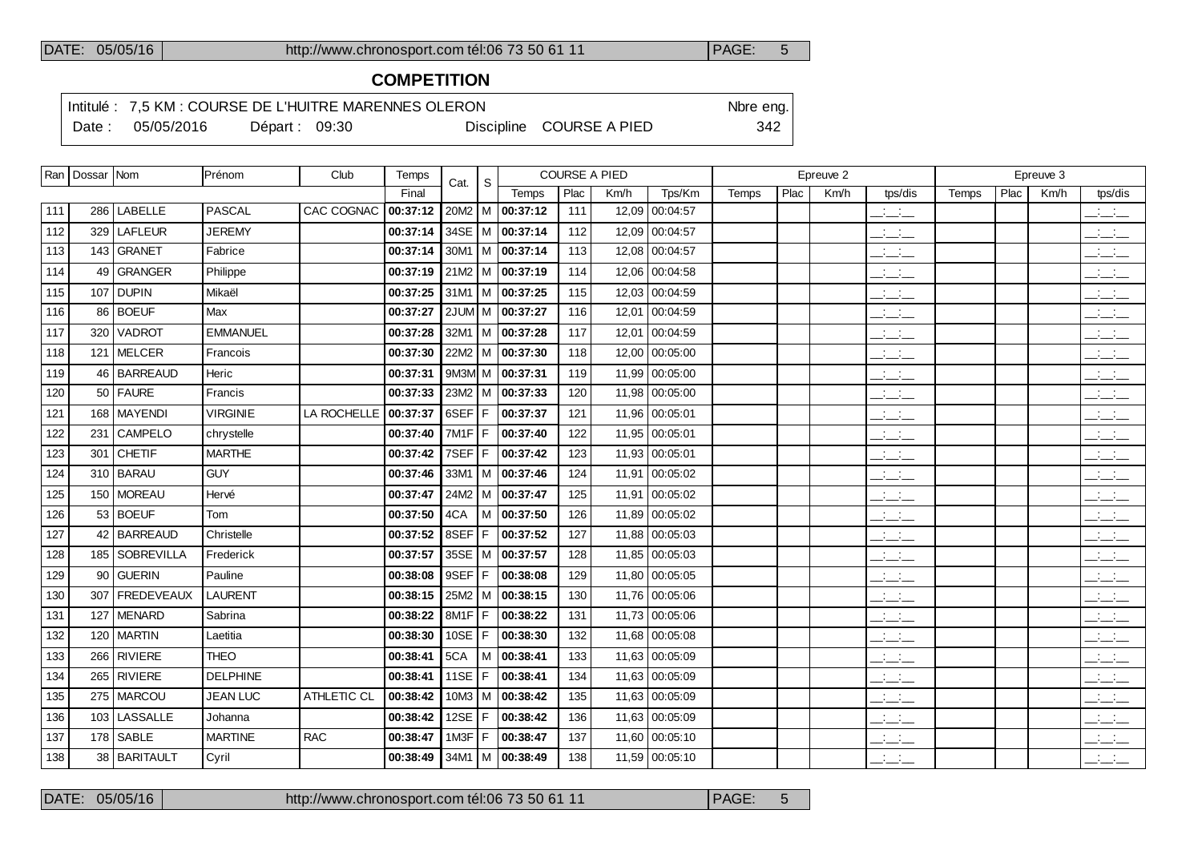## COMPETITION

Intitulé : 7,5 KM : COURSE DE L'HUITRE MARENNES OLERON — Nbre eng. 342

Date : 05/05/2016 — Départ : 09:30 — Discipline COURSE A PIED

| Ran | Dossar | Nom | Prénom | Club | Temps | Cat. | S | COURSE A PIED | | | | Epreuve 2 | | | | Epreuve 3 | | | |
|---|---|---|---|---|---|---|---|---|---|---|---|---|---|---|---|---|---|---|---|
| | | | | | Final | | | Temps | Plac | Km/h | Tps/Km | Temps | Plac | Km/h | tps/dis | Temps | Plac | Km/h | tps/dis |
| 111 | 286 | LABELLE | PASCAL | CAC COGNAC | **00:37:12** | 20M2 | M | **00:37:12** | 111 | 12,09 | 00:04:57 | | | | __:__:__ | | | | __:__:__ |
| 112 | 329 | LAFLEUR | JEREMY | | **00:37:14** | 34SE | M | **00:37:14** | 112 | 12,09 | 00:04:57 | | | | __:__:__ | | | | __:__:__ |
| 113 | 143 | GRANET | Fabrice | | **00:37:14** | 30M1 | M | **00:37:14** | 113 | 12,08 | 00:04:57 | | | | __:__:__ | | | | __:__:__ |
| 114 | 49 | GRANGER | Philippe | | **00:37:19** | 21M2 | M | **00:37:19** | 114 | 12,06 | 00:04:58 | | | | __:__:__ | | | | __:__:__ |
| 115 | 107 | DUPIN | Mikaël | | **00:37:25** | 31M1 | M | **00:37:25** | 115 | 12,03 | 00:04:59 | | | | __:__:__ | | | | __:__:__ |
| 116 | 86 | BOEUF | Max | | **00:37:27** | 2JUM | M | **00:37:27** | 116 | 12,01 | 00:04:59 | | | | __:__:__ | | | | __:__:__ |
| 117 | 320 | VADROT | EMMANUEL | | **00:37:28** | 32M1 | M | **00:37:28** | 117 | 12,01 | 00:04:59 | | | | __:__:__ | | | | __:__:__ |
| 118 | 121 | MELCER | Francois | | **00:37:30** | 22M2 | M | **00:37:30** | 118 | 12,00 | 00:05:00 | | | | __:__:__ | | | | __:__:__ |
| 119 | 46 | BARREAUD | Heric | | **00:37:31** | 9M3M | M | **00:37:31** | 119 | 11,99 | 00:05:00 | | | | __:__:__ | | | | __:__:__ |
| 120 | 50 | FAURE | Francis | | **00:37:33** | 23M2 | M | **00:37:33** | 120 | 11,98 | 00:05:00 | | | | __:__:__ | | | | __:__:__ |
| 121 | 168 | MAYENDI | VIRGINIE | LA ROCHELLE | **00:37:37** | 6SEF | F | **00:37:37** | 121 | 11,96 | 00:05:01 | | | | __:__:__ | | | | __:__:__ |
| 122 | 231 | CAMPELO | chrystelle | | **00:37:40** | 7M1F | F | **00:37:40** | 122 | 11,95 | 00:05:01 | | | | __:__:__ | | | | __:__:__ |
| 123 | 301 | CHETIF | MARTHE | | **00:37:42** | 7SEF | F | **00:37:42** | 123 | 11,93 | 00:05:01 | | | | __:__:__ | | | | __:__:__ |
| 124 | 310 | BARAU | GUY | | **00:37:46** | 33M1 | M | **00:37:46** | 124 | 11,91 | 00:05:02 | | | | __:__:__ | | | | __:__:__ |
| 125 | 150 | MOREAU | Hervé | | **00:37:47** | 24M2 | M | **00:37:47** | 125 | 11,91 | 00:05:02 | | | | __:__:__ | | | | __:__:__ |
| 126 | 53 | BOEUF | Tom | | **00:37:50** | 4CA | M | **00:37:50** | 126 | 11,89 | 00:05:02 | | | | __:__:__ | | | | __:__:__ |
| 127 | 42 | BARREAUD | Christelle | | **00:37:52** | 8SEF | F | **00:37:52** | 127 | 11,88 | 00:05:03 | | | | __:__:__ | | | | __:__:__ |
| 128 | 185 | SOBREVILLA | Frederick | | **00:37:57** | 35SE | M | **00:37:57** | 128 | 11,85 | 00:05:03 | | | | __:__:__ | | | | __:__:__ |
| 129 | 90 | GUERIN | Pauline | | **00:38:08** | 9SEF | F | **00:38:08** | 129 | 11,80 | 00:05:05 | | | | __:__:__ | | | | __:__:__ |
| 130 | 307 | FREDEVEAUX | LAURENT | | **00:38:15** | 25M2 | M | **00:38:15** | 130 | 11,76 | 00:05:06 | | | | __:__:__ | | | | __:__:__ |
| 131 | 127 | MENARD | Sabrina | | **00:38:22** | 8M1F | F | **00:38:22** | 131 | 11,73 | 00:05:06 | | | | __:__:__ | | | | __:__:__ |
| 132 | 120 | MARTIN | Laetitia | | **00:38:30** | 10SE | F | **00:38:30** | 132 | 11,68 | 00:05:08 | | | | __:__:__ | | | | __:__:__ |
| 133 | 266 | RIVIERE | THEO | | **00:38:41** | 5CA | M | **00:38:41** | 133 | 11,63 | 00:05:09 | | | | __:__:__ | | | | __:__:__ |
| 134 | 265 | RIVIERE | DELPHINE | | **00:38:41** | 11SE | F | **00:38:41** | 134 | 11,63 | 00:05:09 | | | | __:__:__ | | | | __:__:__ |
| 135 | 275 | MARCOU | JEAN LUC | ATHLETIC CL | **00:38:42** | 10M3 | M | **00:38:42** | 135 | 11,63 | 00:05:09 | | | | __:__:__ | | | | __:__:__ |
| 136 | 103 | LASSALLE | Johanna | | **00:38:42** | 12SE | F | **00:38:42** | 136 | 11,63 | 00:05:09 | | | | __:__:__ | | | | __:__:__ |
| 137 | 178 | SABLE | MARTINE | RAC | **00:38:47** | 1M3F | F | **00:38:47** | 137 | 11,60 | 00:05:10 | | | | __:__:__ | | | | __:__:__ |
| 138 | 38 | BARITAULT | Cyril | | **00:38:49** | 34M1 | M | **00:38:49** | 138 | 11,59 | 00:05:10 | | | | __:__:__ | | | | __:__:__ |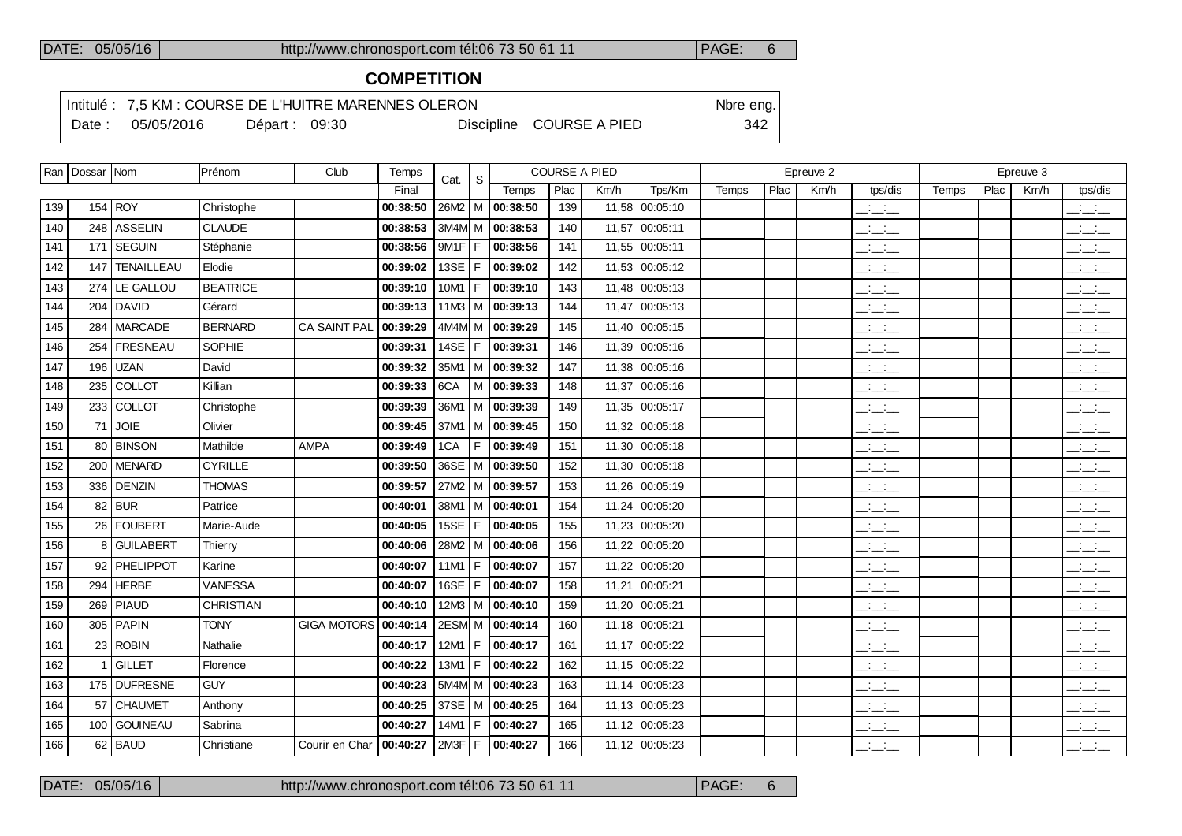## COMPETITION

Intitulé : 7,5 KM : COURSE DE L'HUITRE MARENNES OLERON — Nbre eng. 342

Date : 05/05/2016 — Départ : 09:30 — Discipline COURSE A PIED

| Ran | Dossar | Nom | Prénom | Club | Temps | Cat. | S | COURSE A PIED | | | | Epreuve 2 | | | | Epreuve 3 | | | |
|---|---|---|---|---|---|---|---|---|---|---|---|---|---|---|---|---|---|---|---|
| | | | | | Final | | | Temps | Plac | Km/h | Tps/Km | Temps | Plac | Km/h | tps/dis | Temps | Plac | Km/h | tps/dis |
| 139 | 154 | ROY | Christophe | | **00:38:50** | 26M2 | M | **00:38:50** | 139 | 11,58 | 00:05:10 | | | | __:__:__ | | | | __:__:__ |
| 140 | 248 | ASSELIN | CLAUDE | | **00:38:53** | 3M4M | M | **00:38:53** | 140 | 11,57 | 00:05:11 | | | | __:__:__ | | | | __:__:__ |
| 141 | 171 | SEGUIN | Stéphanie | | **00:38:56** | 9M1F | F | **00:38:56** | 141 | 11,55 | 00:05:11 | | | | __:__:__ | | | | __:__:__ |
| 142 | 147 | TENAILLEAU | Elodie | | **00:39:02** | 13SE | F | **00:39:02** | 142 | 11,53 | 00:05:12 | | | | __:__:__ | | | | __:__:__ |
| 143 | 274 | LE GALLOU | BEATRICE | | **00:39:10** | 10M1 | F | **00:39:10** | 143 | 11,48 | 00:05:13 | | | | __:__:__ | | | | __:__:__ |
| 144 | 204 | DAVID | Gérard | | **00:39:13** | 11M3 | M | **00:39:13** | 144 | 11,47 | 00:05:13 | | | | __:__:__ | | | | __:__:__ |
| 145 | 284 | MARCADE | BERNARD | CA SAINT PAL | **00:39:29** | 4M4M | M | **00:39:29** | 145 | 11,40 | 00:05:15 | | | | __:__:__ | | | | __:__:__ |
| 146 | 254 | FRESNEAU | SOPHIE | | **00:39:31** | 14SE | F | **00:39:31** | 146 | 11,39 | 00:05:16 | | | | __:__:__ | | | | __:__:__ |
| 147 | 196 | UZAN | David | | **00:39:32** | 35M1 | M | **00:39:32** | 147 | 11,38 | 00:05:16 | | | | __:__:__ | | | | __:__:__ |
| 148 | 235 | COLLOT | Killian | | **00:39:33** | 6CA | M | **00:39:33** | 148 | 11,37 | 00:05:16 | | | | __:__:__ | | | | __:__:__ |
| 149 | 233 | COLLOT | Christophe | | **00:39:39** | 36M1 | M | **00:39:39** | 149 | 11,35 | 00:05:17 | | | | __:__:__ | | | | __:__:__ |
| 150 | 71 | JOIE | Olivier | | **00:39:45** | 37M1 | M | **00:39:45** | 150 | 11,32 | 00:05:18 | | | | __:__:__ | | | | __:__:__ |
| 151 | 80 | BINSON | Mathilde | AMPA | **00:39:49** | 1CA | F | **00:39:49** | 151 | 11,30 | 00:05:18 | | | | __:__:__ | | | | __:__:__ |
| 152 | 200 | MENARD | CYRILLE | | **00:39:50** | 36SE | M | **00:39:50** | 152 | 11,30 | 00:05:18 | | | | __:__:__ | | | | __:__:__ |
| 153 | 336 | DENZIN | THOMAS | | **00:39:57** | 27M2 | M | **00:39:57** | 153 | 11,26 | 00:05:19 | | | | __:__:__ | | | | __:__:__ |
| 154 | 82 | BUR | Patrice | | **00:40:01** | 38M1 | M | **00:40:01** | 154 | 11,24 | 00:05:20 | | | | __:__:__ | | | | __:__:__ |
| 155 | 26 | FOUBERT | Marie-Aude | | **00:40:05** | 15SE | F | **00:40:05** | 155 | 11,23 | 00:05:20 | | | | __:__:__ | | | | __:__:__ |
| 156 | 8 | GUILABERT | Thierry | | **00:40:06** | 28M2 | M | **00:40:06** | 156 | 11,22 | 00:05:20 | | | | __:__:__ | | | | __:__:__ |
| 157 | 92 | PHELIPPOT | Karine | | **00:40:07** | 11M1 | F | **00:40:07** | 157 | 11,22 | 00:05:20 | | | | __:__:__ | | | | __:__:__ |
| 158 | 294 | HERBE | VANESSA | | **00:40:07** | 16SE | F | **00:40:07** | 158 | 11,21 | 00:05:21 | | | | __:__:__ | | | | __:__:__ |
| 159 | 269 | PIAUD | CHRISTIAN | | **00:40:10** | 12M3 | M | **00:40:10** | 159 | 11,20 | 00:05:21 | | | | __:__:__ | | | | __:__:__ |
| 160 | 305 | PAPIN | TONY | GIGA MOTORS | **00:40:14** | 2ESM | M | **00:40:14** | 160 | 11,18 | 00:05:21 | | | | __:__:__ | | | | __:__:__ |
| 161 | 23 | ROBIN | Nathalie | | **00:40:17** | 12M1 | F | **00:40:17** | 161 | 11,17 | 00:05:22 | | | | __:__:__ | | | | __:__:__ |
| 162 | 1 | GILLET | Florence | | **00:40:22** | 13M1 | F | **00:40:22** | 162 | 11,15 | 00:05:22 | | | | __:__:__ | | | | __:__:__ |
| 163 | 175 | DUFRESNE | GUY | | **00:40:23** | 5M4M | M | **00:40:23** | 163 | 11,14 | 00:05:23 | | | | __:__:__ | | | | __:__:__ |
| 164 | 57 | CHAUMET | Anthony | | **00:40:25** | 37SE | M | **00:40:25** | 164 | 11,13 | 00:05:23 | | | | __:__:__ | | | | __:__:__ |
| 165 | 100 | GOUINEAU | Sabrina | | **00:40:27** | 14M1 | F | **00:40:27** | 165 | 11,12 | 00:05:23 | | | | __:__:__ | | | | __:__:__ |
| 166 | 62 | BAUD | Christiane | Courir en Char | **00:40:27** | 2M3F | F | **00:40:27** | 166 | 11,12 | 00:05:23 | | | | __:__:__ | | | | __:__:__ |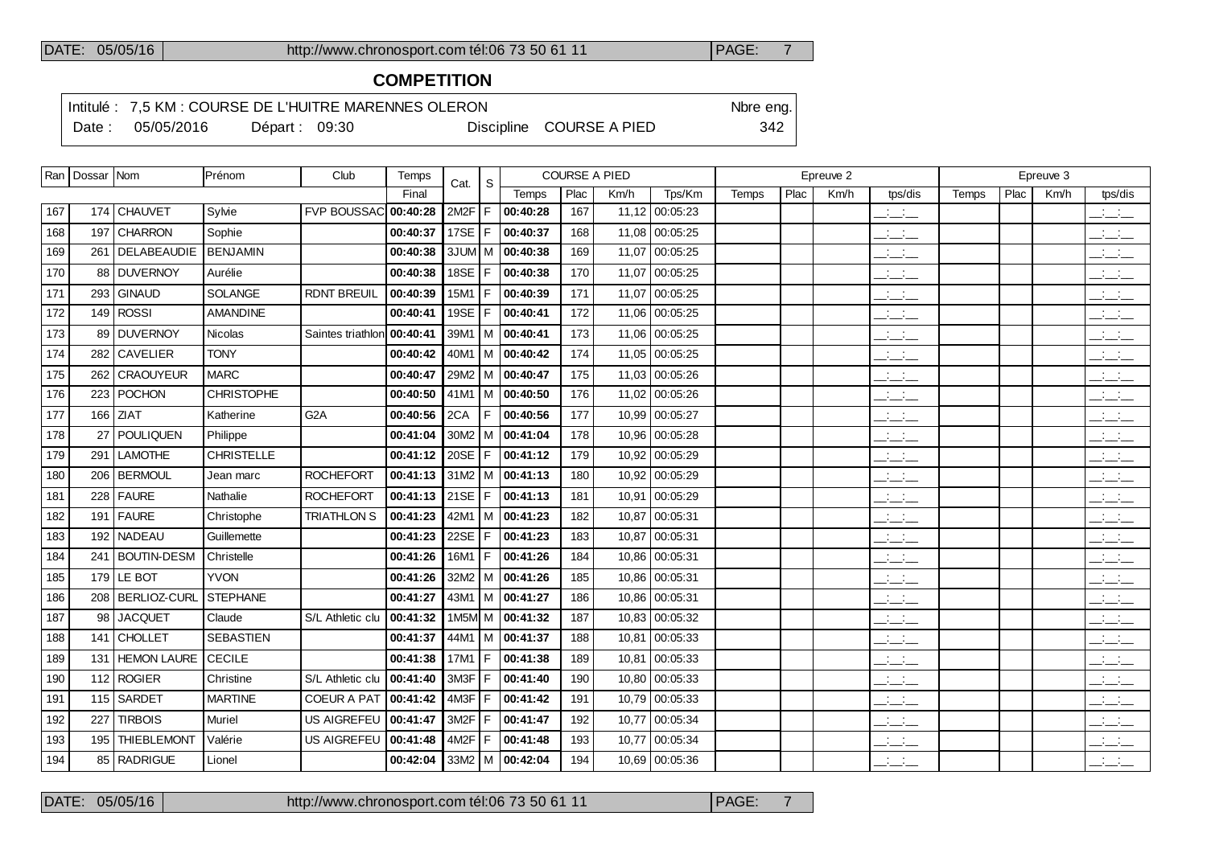## COMPETITION

Intitulé : 7,5 KM : COURSE DE L'HUITRE MARENNES OLERON — Nbre eng. 342

Date : 05/05/2016 — Départ : 09:30 — Discipline COURSE A PIED

| Ran | Dossar | Nom | Prénom | Club | Temps | Cat. | S | COURSE A PIED | | | | Epreuve 2 | | | | Epreuve 3 | | | |
|---|---|---|---|---|---|---|---|---|---|---|---|---|---|---|---|---|---|---|---|
| | | | | | Final | | | Temps | Plac | Km/h | Tps/Km | Temps | Plac | Km/h | tps/dis | Temps | Plac | Km/h | tps/dis |
| 167 | 174 | CHAUVET | Sylvie | FVP BOUSSAC | 00:40:28 | 2M2F | F | 00:40:28 | 167 | 11,12 | 00:05:23 | | | | __:__:__ | | | | __:__:__ |
| 168 | 197 | CHARRON | Sophie | | 00:40:37 | 17SE | F | 00:40:37 | 168 | 11,08 | 00:05:25 | | | | __:__:__ | | | | __:__:__ |
| 169 | 261 | DELABEAUDIE | BENJAMIN | | 00:40:38 | 3JUM | M | 00:40:38 | 169 | 11,07 | 00:05:25 | | | | __:__:__ | | | | __:__:__ |
| 170 | 88 | DUVERNOY | Aurélie | | 00:40:38 | 18SE | F | 00:40:38 | 170 | 11,07 | 00:05:25 | | | | __:__:__ | | | | __:__:__ |
| 171 | 293 | GINAUD | SOLANGE | RDNT BREUIL | 00:40:39 | 15M1 | F | 00:40:39 | 171 | 11,07 | 00:05:25 | | | | __:__:__ | | | | __:__:__ |
| 172 | 149 | ROSSI | AMANDINE | | 00:40:41 | 19SE | F | 00:40:41 | 172 | 11,06 | 00:05:25 | | | | __:__:__ | | | | __:__:__ |
| 173 | 89 | DUVERNOY | Nicolas | Saintes triathlon | 00:40:41 | 39M1 | M | 00:40:41 | 173 | 11,06 | 00:05:25 | | | | __:__:__ | | | | __:__:__ |
| 174 | 282 | CAVELIER | TONY | | 00:40:42 | 40M1 | M | 00:40:42 | 174 | 11,05 | 00:05:25 | | | | __:__:__ | | | | __:__:__ |
| 175 | 262 | CRAOUYEUR | MARC | | 00:40:47 | 29M2 | M | 00:40:47 | 175 | 11,03 | 00:05:26 | | | | __:__:__ | | | | __:__:__ |
| 176 | 223 | POCHON | CHRISTOPHE | | 00:40:50 | 41M1 | M | 00:40:50 | 176 | 11,02 | 00:05:26 | | | | __:__:__ | | | | __:__:__ |
| 177 | 166 | ZIAT | Katherine | G2A | 00:40:56 | 2CA | F | 00:40:56 | 177 | 10,99 | 00:05:27 | | | | __:__:__ | | | | __:__:__ |
| 178 | 27 | POULIQUEN | Philippe | | 00:41:04 | 30M2 | M | 00:41:04 | 178 | 10,96 | 00:05:28 | | | | __:__:__ | | | | __:__:__ |
| 179 | 291 | LAMOTHE | CHRISTELLE | | 00:41:12 | 20SE | F | 00:41:12 | 179 | 10,92 | 00:05:29 | | | | __:__:__ | | | | __:__:__ |
| 180 | 206 | BERMOUL | Jean marc | ROCHEFORT | 00:41:13 | 31M2 | M | 00:41:13 | 180 | 10,92 | 00:05:29 | | | | __:__:__ | | | | __:__:__ |
| 181 | 228 | FAURE | Nathalie | ROCHEFORT | 00:41:13 | 21SE | F | 00:41:13 | 181 | 10,91 | 00:05:29 | | | | __:__:__ | | | | __:__:__ |
| 182 | 191 | FAURE | Christophe | TRIATHLON S | 00:41:23 | 42M1 | M | 00:41:23 | 182 | 10,87 | 00:05:31 | | | | __:__:__ | | | | __:__:__ |
| 183 | 192 | NADEAU | Guillemette | | 00:41:23 | 22SE | F | 00:41:23 | 183 | 10,87 | 00:05:31 | | | | __:__:__ | | | | __:__:__ |
| 184 | 241 | BOUTIN-DESM | Christelle | | 00:41:26 | 16M1 | F | 00:41:26 | 184 | 10,86 | 00:05:31 | | | | __:__:__ | | | | __:__:__ |
| 185 | 179 | LE BOT | YVON | | 00:41:26 | 32M2 | M | 00:41:26 | 185 | 10,86 | 00:05:31 | | | | __:__:__ | | | | __:__:__ |
| 186 | 208 | BERLIOZ-CURL | STEPHANE | | 00:41:27 | 43M1 | M | 00:41:27 | 186 | 10,86 | 00:05:31 | | | | __:__:__ | | | | __:__:__ |
| 187 | 98 | JACQUET | Claude | S/L Athletic clu | 00:41:32 | 1M5M | M | 00:41:32 | 187 | 10,83 | 00:05:32 | | | | __:__:__ | | | | __:__:__ |
| 188 | 141 | CHOLLET | SEBASTIEN | | 00:41:37 | 44M1 | M | 00:41:37 | 188 | 10,81 | 00:05:33 | | | | __:__:__ | | | | __:__:__ |
| 189 | 131 | HEMON LAURE | CECILE | | 00:41:38 | 17M1 | F | 00:41:38 | 189 | 10,81 | 00:05:33 | | | | __:__:__ | | | | __:__:__ |
| 190 | 112 | ROGIER | Christine | S/L Athletic clu | 00:41:40 | 3M3F | F | 00:41:40 | 190 | 10,80 | 00:05:33 | | | | __:__:__ | | | | __:__:__ |
| 191 | 115 | SARDET | MARTINE | COEUR A PAT | 00:41:42 | 4M3F | F | 00:41:42 | 191 | 10,79 | 00:05:33 | | | | __:__:__ | | | | __:__:__ |
| 192 | 227 | TIRBOIS | Muriel | US AIGREFEU | 00:41:47 | 3M2F | F | 00:41:47 | 192 | 10,77 | 00:05:34 | | | | __:__:__ | | | | __:__:__ |
| 193 | 195 | THIEBLEMONT | Valérie | US AIGREFEU | 00:41:48 | 4M2F | F | 00:41:48 | 193 | 10,77 | 00:05:34 | | | | __:__:__ | | | | __:__:__ |
| 194 | 85 | RADRIGUE | Lionel | | 00:42:04 | 33M2 | M | 00:42:04 | 194 | 10,69 | 00:05:36 | | | | __:__:__ | | | | __:__:__ |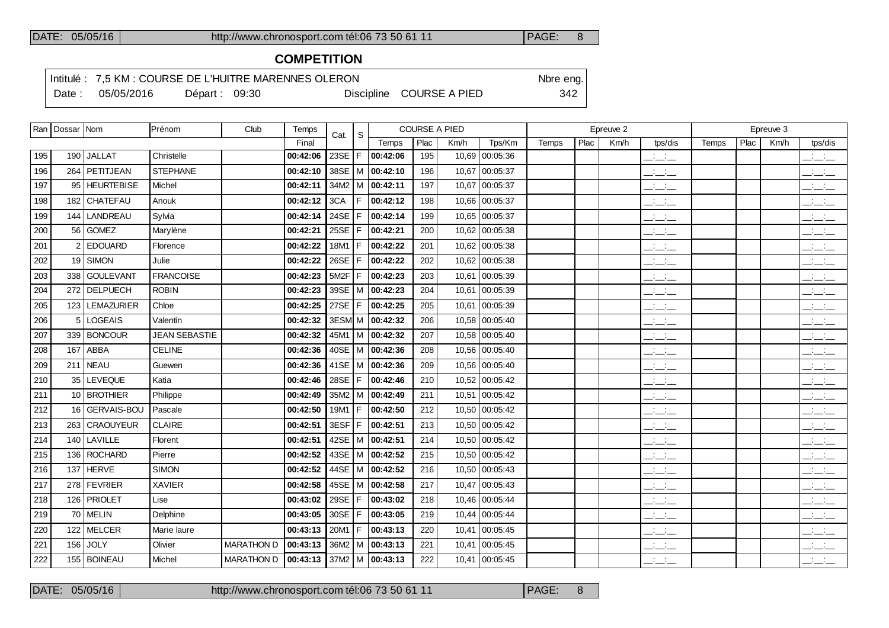## COMPETITION

Intitulé : 7,5 KM : COURSE DE L'HUITRE MARENNES OLERON — Nbre eng.

Date : 05/05/2016 — Départ : 09:30 — Discipline COURSE A PIED — 342

| Ran | Dossar | Nom | Prénom | Club | Temps | Cat. | S | COURSE A PIED | | | | Epreuve 2 | | | | Epreuve 3 | | | |
|---|---|---|---|---|---|---|---|---|---|---|---|---|---|---|---|---|---|---|---|
| | | | | | Final | | | Temps | Plac | Km/h | Tps/Km | Temps | Plac | Km/h | tps/dis | Temps | Plac | Km/h | tps/dis |
| 195 | 190 | JALLAT | Christelle | | **00:42:06** | 23SE | F | **00:42:06** | 195 | 10,69 | 00:05:36 | | | | __:__:__ | | | | __:__:__ |
| 196 | 264 | PETITJEAN | STEPHANE | | **00:42:10** | 38SE | M | **00:42:10** | 196 | 10,67 | 00:05:37 | | | | __:__:__ | | | | __:__:__ |
| 197 | 95 | HEURTEBISE | Michel | | **00:42:11** | 34M2 | M | **00:42:11** | 197 | 10,67 | 00:05:37 | | | | __:__:__ | | | | __:__:__ |
| 198 | 182 | CHATEFAU | Anouk | | **00:42:12** | 3CA | F | **00:42:12** | 198 | 10,66 | 00:05:37 | | | | __:__:__ | | | | __:__:__ |
| 199 | 144 | LANDREAU | Sylvia | | **00:42:14** | 24SE | F | **00:42:14** | 199 | 10,65 | 00:05:37 | | | | __:__:__ | | | | __:__:__ |
| 200 | 56 | GOMEZ | Marylène | | **00:42:21** | 25SE | F | **00:42:21** | 200 | 10,62 | 00:05:38 | | | | __:__:__ | | | | __:__:__ |
| 201 | 2 | EDOUARD | Florence | | **00:42:22** | 18M1 | F | **00:42:22** | 201 | 10,62 | 00:05:38 | | | | __:__:__ | | | | __:__:__ |
| 202 | 19 | SIMON | Julie | | **00:42:22** | 26SE | F | **00:42:22** | 202 | 10,62 | 00:05:38 | | | | __:__:__ | | | | __:__:__ |
| 203 | 338 | GOULEVANT | FRANCOISE | | **00:42:23** | 5M2F | F | **00:42:23** | 203 | 10,61 | 00:05:39 | | | | __:__:__ | | | | __:__:__ |
| 204 | 272 | DELPUECH | ROBIN | | **00:42:23** | 39SE | M | **00:42:23** | 204 | 10,61 | 00:05:39 | | | | __:__:__ | | | | __:__:__ |
| 205 | 123 | LEMAZURIER | Chloe | | **00:42:25** | 27SE | F | **00:42:25** | 205 | 10,61 | 00:05:39 | | | | __:__:__ | | | | __:__:__ |
| 206 | 5 | LOGEAIS | Valentin | | **00:42:32** | 3ESM | M | **00:42:32** | 206 | 10,58 | 00:05:40 | | | | __:__:__ | | | | __:__:__ |
| 207 | 339 | BONCOUR | JEAN SEBASTIE | | **00:42:32** | 45M1 | M | **00:42:32** | 207 | 10,58 | 00:05:40 | | | | __:__:__ | | | | __:__:__ |
| 208 | 167 | ABBA | CELINE | | **00:42:36** | 40SE | M | **00:42:36** | 208 | 10,56 | 00:05:40 | | | | __:__:__ | | | | __:__:__ |
| 209 | 211 | NEAU | Guewen | | **00:42:36** | 41SE | M | **00:42:36** | 209 | 10,56 | 00:05:40 | | | | __:__:__ | | | | __:__:__ |
| 210 | 35 | LEVEQUE | Katia | | **00:42:46** | 28SE | F | **00:42:46** | 210 | 10,52 | 00:05:42 | | | | __:__:__ | | | | __:__:__ |
| 211 | 10 | BROTHIER | Philippe | | **00:42:49** | 35M2 | M | **00:42:49** | 211 | 10,51 | 00:05:42 | | | | __:__:__ | | | | __:__:__ |
| 212 | 16 | GERVAIS-BOU | Pascale | | **00:42:50** | 19M1 | F | **00:42:50** | 212 | 10,50 | 00:05:42 | | | | __:__:__ | | | | __:__:__ |
| 213 | 263 | CRAOUYEUR | CLAIRE | | **00:42:51** | 3ESF | F | **00:42:51** | 213 | 10,50 | 00:05:42 | | | | __:__:__ | | | | __:__:__ |
| 214 | 140 | LAVILLE | Florent | | **00:42:51** | 42SE | M | **00:42:51** | 214 | 10,50 | 00:05:42 | | | | __:__:__ | | | | __:__:__ |
| 215 | 136 | ROCHARD | Pierre | | **00:42:52** | 43SE | M | **00:42:52** | 215 | 10,50 | 00:05:42 | | | | __:__:__ | | | | __:__:__ |
| 216 | 137 | HERVE | SIMON | | **00:42:52** | 44SE | M | **00:42:52** | 216 | 10,50 | 00:05:43 | | | | __:__:__ | | | | __:__:__ |
| 217 | 278 | FEVRIER | XAVIER | | **00:42:58** | 45SE | M | **00:42:58** | 217 | 10,47 | 00:05:43 | | | | __:__:__ | | | | __:__:__ |
| 218 | 126 | PRIOLET | Lise | | **00:43:02** | 29SE | F | **00:43:02** | 218 | 10,46 | 00:05:44 | | | | __:__:__ | | | | __:__:__ |
| 219 | 70 | MELIN | Delphine | | **00:43:05** | 30SE | F | **00:43:05** | 219 | 10,44 | 00:05:44 | | | | __:__:__ | | | | __:__:__ |
| 220 | 122 | MELCER | Marie laure | | **00:43:13** | 20M1 | F | **00:43:13** | 220 | 10,41 | 00:05:45 | | | | __:__:__ | | | | __:__:__ |
| 221 | 156 | JOLY | Olivier | MARATHON D | **00:43:13** | 36M2 | M | **00:43:13** | 221 | 10,41 | 00:05:45 | | | | __:__:__ | | | | __:__:__ |
| 222 | 155 | BOINEAU | Michel | MARATHON D | **00:43:13** | 37M2 | M | **00:43:13** | 222 | 10,41 | 00:05:45 | | | | __:__:__ | | | | __:__:__ |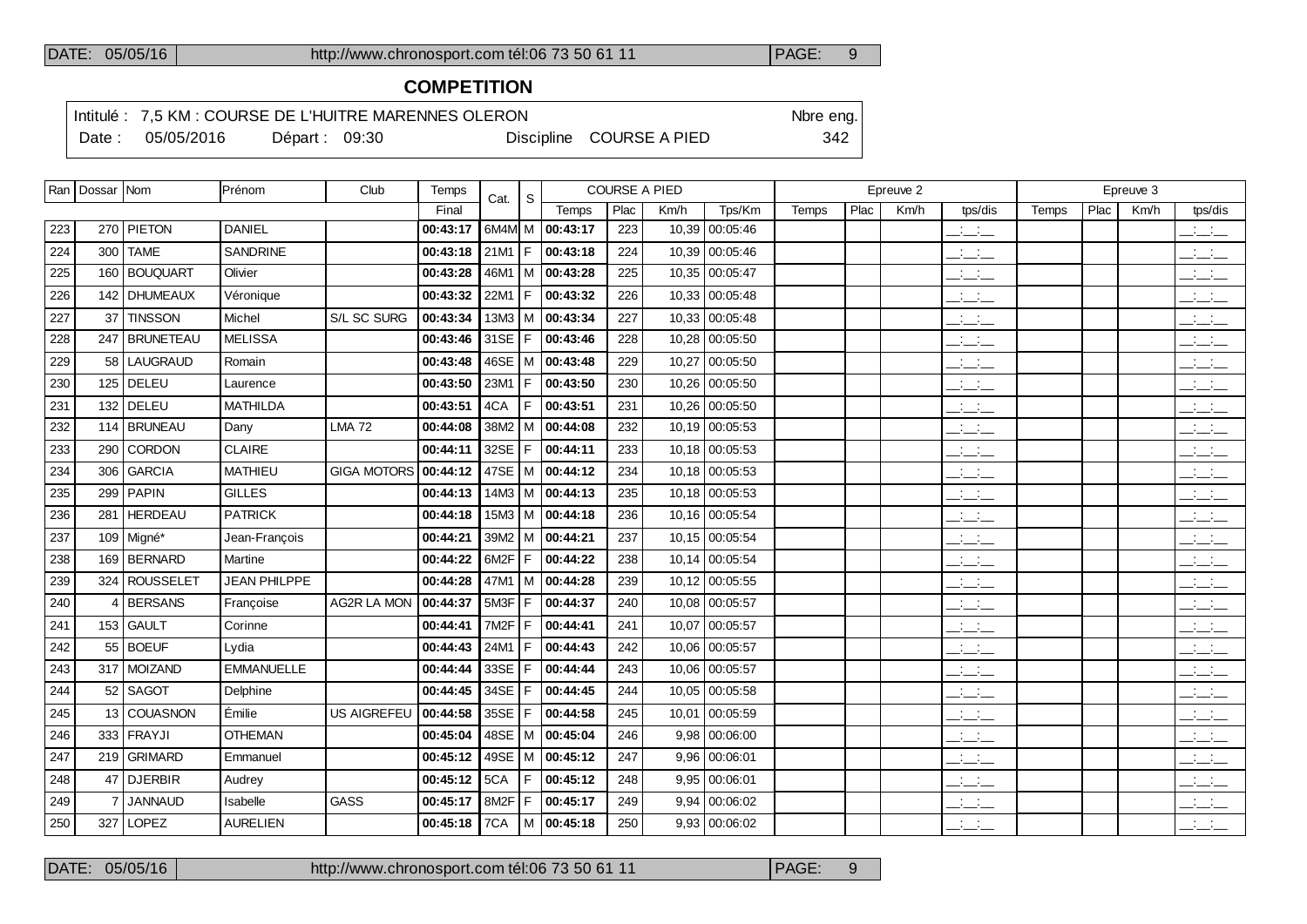## COMPETITION

Intitulé : 7,5 KM : COURSE DE L'HUITRE MARENNES OLERON — Nbre eng. 342

Date : 05/05/2016 — Départ : 09:30 — Discipline COURSE A PIED

| Ran | Dossar | Nom | Prénom | Club | Temps | Cat. | S | COURSE A PIED | | | | Epreuve 2 | | | | Epreuve 3 | | | |
|---|---|---|---|---|---|---|---|---|---|---|---|---|---|---|---|---|---|---|---|
| | | | | | Final | | | Temps | Plac | Km/h | Tps/Km | Temps | Plac | Km/h | tps/dis | Temps | Plac | Km/h | tps/dis |
| 223 | 270 | PIETON | DANIEL | | 00:43:17 | 6M4M | M | 00:43:17 | 223 | 10,39 | 00:05:46 | | | | __:__:__ | | | | __:__:__ |
| 224 | 300 | TAME | SANDRINE | | 00:43:18 | 21M1 | F | 00:43:18 | 224 | 10,39 | 00:05:46 | | | | __:__:__ | | | | __:__:__ |
| 225 | 160 | BOUQUART | Olivier | | 00:43:28 | 46M1 | M | 00:43:28 | 225 | 10,35 | 00:05:47 | | | | __:__:__ | | | | __:__:__ |
| 226 | 142 | DHUMEAUX | Véronique | | 00:43:32 | 22M1 | F | 00:43:32 | 226 | 10,33 | 00:05:48 | | | | __:__:__ | | | | __:__:__ |
| 227 | 37 | TINSSON | Michel | S/L SC SURG | 00:43:34 | 13M3 | M | 00:43:34 | 227 | 10,33 | 00:05:48 | | | | __:__:__ | | | | __:__:__ |
| 228 | 247 | BRUNETEAU | MELISSA | | 00:43:46 | 31SE | F | 00:43:46 | 228 | 10,28 | 00:05:50 | | | | __:__:__ | | | | __:__:__ |
| 229 | 58 | LAUGRAUD | Romain | | 00:43:48 | 46SE | M | 00:43:48 | 229 | 10,27 | 00:05:50 | | | | __:__:__ | | | | __:__:__ |
| 230 | 125 | DELEU | Laurence | | 00:43:50 | 23M1 | F | 00:43:50 | 230 | 10,26 | 00:05:50 | | | | __:__:__ | | | | __:__:__ |
| 231 | 132 | DELEU | MATHILDA | | 00:43:51 | 4CA | F | 00:43:51 | 231 | 10,26 | 00:05:50 | | | | __:__:__ | | | | __:__:__ |
| 232 | 114 | BRUNEAU | Dany | LMA 72 | 00:44:08 | 38M2 | M | 00:44:08 | 232 | 10,19 | 00:05:53 | | | | __:__:__ | | | | __:__:__ |
| 233 | 290 | CORDON | CLAIRE | | 00:44:11 | 32SE | F | 00:44:11 | 233 | 10,18 | 00:05:53 | | | | __:__:__ | | | | __:__:__ |
| 234 | 306 | GARCIA | MATHIEU | GIGA MOTORS | 00:44:12 | 47SE | M | 00:44:12 | 234 | 10,18 | 00:05:53 | | | | __:__:__ | | | | __:__:__ |
| 235 | 299 | PAPIN | GILLES | | 00:44:13 | 14M3 | M | 00:44:13 | 235 | 10,18 | 00:05:53 | | | | __:__:__ | | | | __:__:__ |
| 236 | 281 | HERDEAU | PATRICK | | 00:44:18 | 15M3 | M | 00:44:18 | 236 | 10,16 | 00:05:54 | | | | __:__:__ | | | | __:__:__ |
| 237 | 109 | Migné* | Jean-François | | 00:44:21 | 39M2 | M | 00:44:21 | 237 | 10,15 | 00:05:54 | | | | __:__:__ | | | | __:__:__ |
| 238 | 169 | BERNARD | Martine | | 00:44:22 | 6M2F | F | 00:44:22 | 238 | 10,14 | 00:05:54 | | | | __:__:__ | | | | __:__:__ |
| 239 | 324 | ROUSSELET | JEAN PHILPPE | | 00:44:28 | 47M1 | M | 00:44:28 | 239 | 10,12 | 00:05:55 | | | | __:__:__ | | | | __:__:__ |
| 240 | 4 | BERSANS | Françoise | AG2R LA MON | 00:44:37 | 5M3F | F | 00:44:37 | 240 | 10,08 | 00:05:57 | | | | __:__:__ | | | | __:__:__ |
| 241 | 153 | GAULT | Corinne | | 00:44:41 | 7M2F | F | 00:44:41 | 241 | 10,07 | 00:05:57 | | | | __:__:__ | | | | __:__:__ |
| 242 | 55 | BOEUF | Lydia | | 00:44:43 | 24M1 | F | 00:44:43 | 242 | 10,06 | 00:05:57 | | | | __:__:__ | | | | __:__:__ |
| 243 | 317 | MOIZAND | EMMANUELLE | | 00:44:44 | 33SE | F | 00:44:44 | 243 | 10,06 | 00:05:57 | | | | __:__:__ | | | | __:__:__ |
| 244 | 52 | SAGOT | Delphine | | 00:44:45 | 34SE | F | 00:44:45 | 244 | 10,05 | 00:05:58 | | | | __:__:__ | | | | __:__:__ |
| 245 | 13 | COUASNON | Émilie | US AIGREFEU | 00:44:58 | 35SE | F | 00:44:58 | 245 | 10,01 | 00:05:59 | | | | __:__:__ | | | | __:__:__ |
| 246 | 333 | FRAYJI | OTHEMAN | | 00:45:04 | 48SE | M | 00:45:04 | 246 | 9,98 | 00:06:00 | | | | __:__:__ | | | | __:__:__ |
| 247 | 219 | GRIMARD | Emmanuel | | 00:45:12 | 49SE | M | 00:45:12 | 247 | 9,96 | 00:06:01 | | | | __:__:__ | | | | __:__:__ |
| 248 | 47 | DJERBIR | Audrey | | 00:45:12 | 5CA | F | 00:45:12 | 248 | 9,95 | 00:06:01 | | | | __:__:__ | | | | __:__:__ |
| 249 | 7 | JANNAUD | Isabelle | GASS | 00:45:17 | 8M2F | F | 00:45:17 | 249 | 9,94 | 00:06:02 | | | | __:__:__ | | | | __:__:__ |
| 250 | 327 | LOPEZ | AURELIEN | | 00:45:18 | 7CA | M | 00:45:18 | 250 | 9,93 | 00:06:02 | | | | __:__:__ | | | | __:__:__ |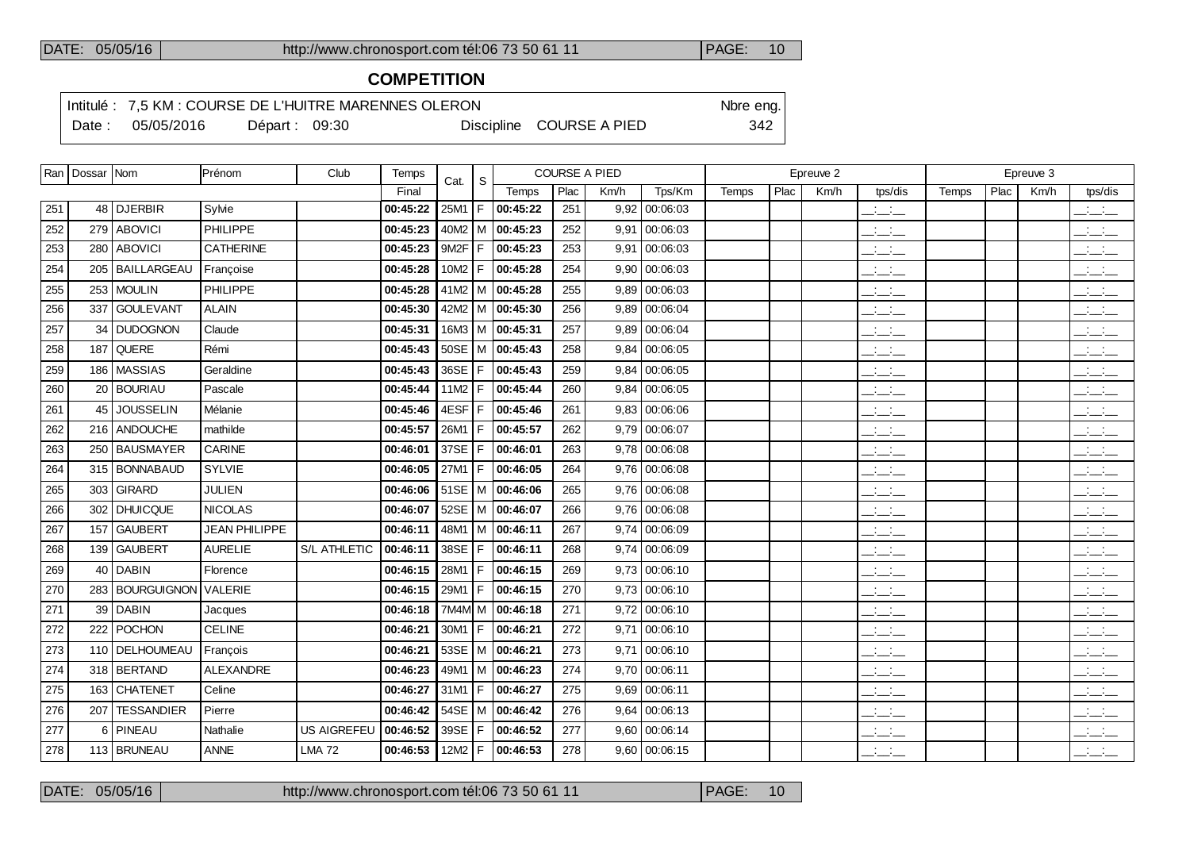## COMPETITION

Intitulé : 7,5 KM : COURSE DE L'HUITRE MARENNES OLERON — Nbre eng. 342

Date : 05/05/2016 — Départ : 09:30 — Discipline COURSE A PIED

| Ran | Dossar | Nom | Prénom | Club | Temps | Cat. | S | COURSE A PIED | | | | Epreuve 2 | | | | Epreuve 3 | | | |
|---|---|---|---|---|---|---|---|---|---|---|---|---|---|---|---|---|---|---|---|
| | | | | | Final | | | Temps | Plac | Km/h | Tps/Km | Temps | Plac | Km/h | tps/dis | Temps | Plac | Km/h | tps/dis |
| 251 | 48 | DJERBIR | Sylvie | | 00:45:22 | 25M1 | F | 00:45:22 | 251 | 9,92 | 00:06:03 | | | | __:__:__ | | | | __:__:__ |
| 252 | 279 | ABOVICI | PHILIPPE | | 00:45:23 | 40M2 | M | 00:45:23 | 252 | 9,91 | 00:06:03 | | | | __:__:__ | | | | __:__:__ |
| 253 | 280 | ABOVICI | CATHERINE | | 00:45:23 | 9M2F | F | 00:45:23 | 253 | 9,91 | 00:06:03 | | | | __:__:__ | | | | __:__:__ |
| 254 | 205 | BAILLARGEAU | Françoise | | 00:45:28 | 10M2 | F | 00:45:28 | 254 | 9,90 | 00:06:03 | | | | __:__:__ | | | | __:__:__ |
| 255 | 253 | MOULIN | PHILIPPE | | 00:45:28 | 41M2 | M | 00:45:28 | 255 | 9,89 | 00:06:03 | | | | __:__:__ | | | | __:__:__ |
| 256 | 337 | GOULEVANT | ALAIN | | 00:45:30 | 42M2 | M | 00:45:30 | 256 | 9,89 | 00:06:04 | | | | __:__:__ | | | | __:__:__ |
| 257 | 34 | DUDOGNON | Claude | | 00:45:31 | 16M3 | M | 00:45:31 | 257 | 9,89 | 00:06:04 | | | | __:__:__ | | | | __:__:__ |
| 258 | 187 | QUERE | Rémi | | 00:45:43 | 50SE | M | 00:45:43 | 258 | 9,84 | 00:06:05 | | | | __:__:__ | | | | __:__:__ |
| 259 | 186 | MASSIAS | Geraldine | | 00:45:43 | 36SE | F | 00:45:43 | 259 | 9,84 | 00:06:05 | | | | __:__:__ | | | | __:__:__ |
| 260 | 20 | BOURIAU | Pascale | | 00:45:44 | 11M2 | F | 00:45:44 | 260 | 9,84 | 00:06:05 | | | | __:__:__ | | | | __:__:__ |
| 261 | 45 | JOUSSELIN | Mélanie | | 00:45:46 | 4ESF | F | 00:45:46 | 261 | 9,83 | 00:06:06 | | | | __:__:__ | | | | __:__:__ |
| 262 | 216 | ANDOUCHE | mathilde | | 00:45:57 | 26M1 | F | 00:45:57 | 262 | 9,79 | 00:06:07 | | | | __:__:__ | | | | __:__:__ |
| 263 | 250 | BAUSMAYER | CARINE | | 00:46:01 | 37SE | F | 00:46:01 | 263 | 9,78 | 00:06:08 | | | | __:__:__ | | | | __:__:__ |
| 264 | 315 | BONNABAUD | SYLVIE | | 00:46:05 | 27M1 | F | 00:46:05 | 264 | 9,76 | 00:06:08 | | | | __:__:__ | | | | __:__:__ |
| 265 | 303 | GIRARD | JULIEN | | 00:46:06 | 51SE | M | 00:46:06 | 265 | 9,76 | 00:06:08 | | | | __:__:__ | | | | __:__:__ |
| 266 | 302 | DHUICQUE | NICOLAS | | 00:46:07 | 52SE | M | 00:46:07 | 266 | 9,76 | 00:06:08 | | | | __:__:__ | | | | __:__:__ |
| 267 | 157 | GAUBERT | JEAN PHILIPPE | | 00:46:11 | 48M1 | M | 00:46:11 | 267 | 9,74 | 00:06:09 | | | | __:__:__ | | | | __:__:__ |
| 268 | 139 | GAUBERT | AURELIE | S/L ATHLETIC | 00:46:11 | 38SE | F | 00:46:11 | 268 | 9,74 | 00:06:09 | | | | __:__:__ | | | | __:__:__ |
| 269 | 40 | DABIN | Florence | | 00:46:15 | 28M1 | F | 00:46:15 | 269 | 9,73 | 00:06:10 | | | | __:__:__ | | | | __:__:__ |
| 270 | 283 | BOURGUIGNON | VALERIE | | 00:46:15 | 29M1 | F | 00:46:15 | 270 | 9,73 | 00:06:10 | | | | __:__:__ | | | | __:__:__ |
| 271 | 39 | DABIN | Jacques | | 00:46:18 | 7M4M | M | 00:46:18 | 271 | 9,72 | 00:06:10 | | | | __:__:__ | | | | __:__:__ |
| 272 | 222 | POCHON | CELINE | | 00:46:21 | 30M1 | F | 00:46:21 | 272 | 9,71 | 00:06:10 | | | | __:__:__ | | | | __:__:__ |
| 273 | 110 | DELHOUMEAU | François | | 00:46:21 | 53SE | M | 00:46:21 | 273 | 9,71 | 00:06:10 | | | | __:__:__ | | | | __:__:__ |
| 274 | 318 | BERTAND | ALEXANDRE | | 00:46:23 | 49M1 | M | 00:46:23 | 274 | 9,70 | 00:06:11 | | | | __:__:__ | | | | __:__:__ |
| 275 | 163 | CHATENET | Celine | | 00:46:27 | 31M1 | F | 00:46:27 | 275 | 9,69 | 00:06:11 | | | | __:__:__ | | | | __:__:__ |
| 276 | 207 | TESSANDIER | Pierre | | 00:46:42 | 54SE | M | 00:46:42 | 276 | 9,64 | 00:06:13 | | | | __:__:__ | | | | __:__:__ |
| 277 | 6 | PINEAU | Nathalie | US AIGREFEU | 00:46:52 | 39SE | F | 00:46:52 | 277 | 9,60 | 00:06:14 | | | | __:__:__ | | | | __:__:__ |
| 278 | 113 | BRUNEAU | ANNE | LMA 72 | 00:46:53 | 12M2 | F | 00:46:53 | 278 | 9,60 | 00:06:15 | | | | __:__:__ | | | | __:__:__ |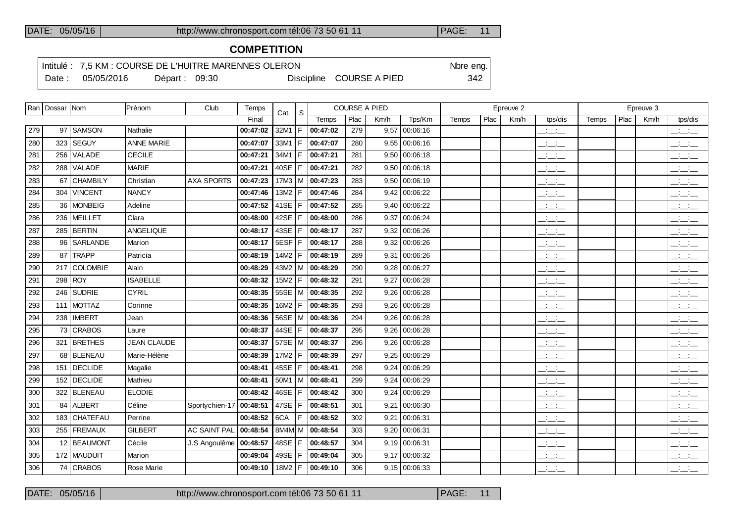## COMPETITION

Intitulé : 7,5 KM : COURSE DE L'HUITRE MARENNES OLERON — Nbre eng. 342

Date : 05/05/2016 — Départ : 09:30 — Discipline COURSE A PIED

| Ran | Dossar | Nom | Prénom | Club | Temps | Cat. | S | COURSE A PIED | | | | Epreuve 2 | | | | Epreuve 3 | | | |
|---|---|---|---|---|---|---|---|---|---|---|---|---|---|---|---|---|---|---|---|
| | | | | | Final | | | Temps | Plac | Km/h | Tps/Km | Temps | Plac | Km/h | tps/dis | Temps | Plac | Km/h | tps/dis |
| 279 | 97 | SAMSON | Nathalie | | **00:47:02** | 32M1 | F | **00:47:02** | 279 | 9,57 | 00:06:16 | | | | __:__:__ | | | | __:__:__ |
| 280 | 323 | SEGUY | ANNE MARIE | | **00:47:07** | 33M1 | F | **00:47:07** | 280 | 9,55 | 00:06:16 | | | | __:__:__ | | | | __:__:__ |
| 281 | 256 | VALADE | CECILE | | **00:47:21** | 34M1 | F | **00:47:21** | 281 | 9,50 | 00:06:18 | | | | __:__:__ | | | | __:__:__ |
| 282 | 288 | VALADE | MARIE | | **00:47:21** | 40SE | F | **00:47:21** | 282 | 9,50 | 00:06:18 | | | | __:__:__ | | | | __:__:__ |
| 283 | 67 | CHAMBILY | Christian | AXA SPORTS | **00:47:23** | 17M3 | M | **00:47:23** | 283 | 9,50 | 00:06:19 | | | | __:__:__ | | | | __:__:__ |
| 284 | 304 | VINCENT | NANCY | | **00:47:46** | 13M2 | F | **00:47:46** | 284 | 9,42 | 00:06:22 | | | | __:__:__ | | | | __:__:__ |
| 285 | 36 | MONBEIG | Adeline | | **00:47:52** | 41SE | F | **00:47:52** | 285 | 9,40 | 00:06:22 | | | | __:__:__ | | | | __:__:__ |
| 286 | 236 | MEILLET | Clara | | **00:48:00** | 42SE | F | **00:48:00** | 286 | 9,37 | 00:06:24 | | | | __:__:__ | | | | __:__:__ |
| 287 | 285 | BERTIN | ANGELIQUE | | **00:48:17** | 43SE | F | **00:48:17** | 287 | 9,32 | 00:06:26 | | | | __:__:__ | | | | __:__:__ |
| 288 | 96 | SARLANDE | Marion | | **00:48:17** | 5ESF | F | **00:48:17** | 288 | 9,32 | 00:06:26 | | | | __:__:__ | | | | __:__:__ |
| 289 | 87 | TRAPP | Patricia | | **00:48:19** | 14M2 | F | **00:48:19** | 289 | 9,31 | 00:06:26 | | | | __:__:__ | | | | __:__:__ |
| 290 | 217 | COLOMBIE | Alain | | **00:48:29** | 43M2 | M | **00:48:29** | 290 | 9,28 | 00:06:27 | | | | __:__:__ | | | | __:__:__ |
| 291 | 298 | ROY | ISABELLE | | **00:48:32** | 15M2 | F | **00:48:32** | 291 | 9,27 | 00:06:28 | | | | __:__:__ | | | | __:__:__ |
| 292 | 246 | SUDRIE | CYRIL | | **00:48:35** | 55SE | M | **00:48:35** | 292 | 9,26 | 00:06:28 | | | | __:__:__ | | | | __:__:__ |
| 293 | 111 | MOTTAZ | Corinne | | **00:48:35** | 16M2 | F | **00:48:35** | 293 | 9,26 | 00:06:28 | | | | __:__:__ | | | | __:__:__ |
| 294 | 238 | IMBERT | Jean | | **00:48:36** | 56SE | M | **00:48:36** | 294 | 9,26 | 00:06:28 | | | | __:__:__ | | | | __:__:__ |
| 295 | 73 | CRABOS | Laure | | **00:48:37** | 44SE | F | **00:48:37** | 295 | 9,26 | 00:06:28 | | | | __:__:__ | | | | __:__:__ |
| 296 | 321 | BRETHES | JEAN CLAUDE | | **00:48:37** | 57SE | M | **00:48:37** | 296 | 9,26 | 00:06:28 | | | | __:__:__ | | | | __:__:__ |
| 297 | 68 | BLENEAU | Marie-Hélène | | **00:48:39** | 17M2 | F | **00:48:39** | 297 | 9,25 | 00:06:29 | | | | __:__:__ | | | | __:__:__ |
| 298 | 151 | DECLIDE | Magalie | | **00:48:41** | 45SE | F | **00:48:41** | 298 | 9,24 | 00:06:29 | | | | __:__:__ | | | | __:__:__ |
| 299 | 152 | DECLIDE | Mathieu | | **00:48:41** | 50M1 | M | **00:48:41** | 299 | 9,24 | 00:06:29 | | | | __:__:__ | | | | __:__:__ |
| 300 | 322 | BLENEAU | ELODIE | | **00:48:42** | 46SE | F | **00:48:42** | 300 | 9,24 | 00:06:29 | | | | __:__:__ | | | | __:__:__ |
| 301 | 84 | ALBERT | Céline | Sportychien-17 | **00:48:51** | 47SE | F | **00:48:51** | 301 | 9,21 | 00:06:30 | | | | __:__:__ | | | | __:__:__ |
| 302 | 183 | CHATEFAU | Perrine | | **00:48:52** | 6CA | F | **00:48:52** | 302 | 9,21 | 00:06:31 | | | | __:__:__ | | | | __:__:__ |
| 303 | 255 | FREMAUX | GILBERT | AC SAINT PAL | **00:48:54** | 8M4M | M | **00:48:54** | 303 | 9,20 | 00:06:31 | | | | __:__:__ | | | | __:__:__ |
| 304 | 12 | BEAUMONT | Cécile | J.S Angoulême | **00:48:57** | 48SE | F | **00:48:57** | 304 | 9,19 | 00:06:31 | | | | __:__:__ | | | | __:__:__ |
| 305 | 172 | MAUDUIT | Marion | | **00:49:04** | 49SE | F | **00:49:04** | 305 | 9,17 | 00:06:32 | | | | __:__:__ | | | | __:__:__ |
| 306 | 74 | CRABOS | Rose Marie | | **00:49:10** | 18M2 | F | **00:49:10** | 306 | 9,15 | 00:06:33 | | | | __:__:__ | | | | __:__:__ |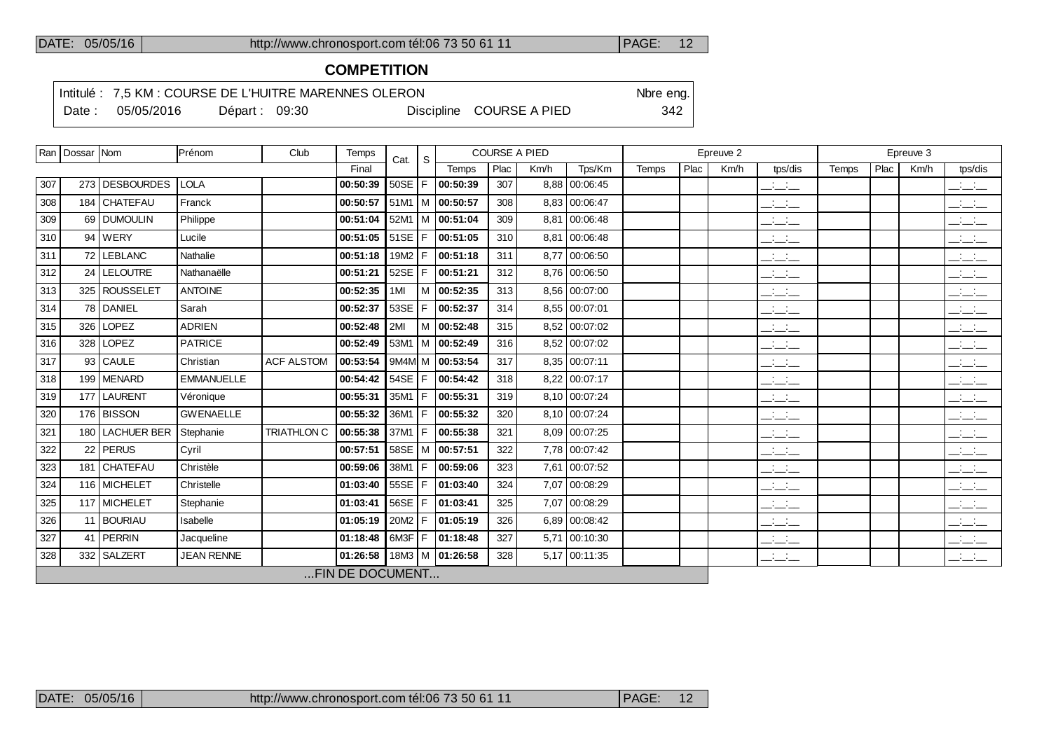## COMPETITION

Intitulé : 7,5 KM : COURSE DE L'HUITRE MARENNES OLERON — Nbre eng. 342

Date : 05/05/2016 — Départ : 09:30 — Discipline COURSE A PIED

| Ran | Dossar | Nom | Prénom | Club | Temps | Cat. | S | COURSE A PIED | | | | Epreuve 2 | | | | Epreuve 3 | | | |
|---|---|---|---|---|---|---|---|---|---|---|---|---|---|---|---|---|---|---|---|
| | | | | | Final | | | Temps | Plac | Km/h | Tps/Km | Temps | Plac | Km/h | tps/dis | Temps | Plac | Km/h | tps/dis |
| 307 | 273 | DESBOURDES | LOLA | | **00:50:39** | 50SE | F | **00:50:39** | 307 | 8,88 | 00:06:45 | | | | __:__:__ | | | | __:__:__ |
| 308 | 184 | CHATEFAU | Franck | | **00:50:57** | 51M1 | M | **00:50:57** | 308 | 8,83 | 00:06:47 | | | | __:__:__ | | | | __:__:__ |
| 309 | 69 | DUMOULIN | Philippe | | **00:51:04** | 52M1 | M | **00:51:04** | 309 | 8,81 | 00:06:48 | | | | __:__:__ | | | | __:__:__ |
| 310 | 94 | WERY | Lucile | | **00:51:05** | 51SE | F | **00:51:05** | 310 | 8,81 | 00:06:48 | | | | __:__:__ | | | | __:__:__ |
| 311 | 72 | LEBLANC | Nathalie | | **00:51:18** | 19M2 | F | **00:51:18** | 311 | 8,77 | 00:06:50 | | | | __:__:__ | | | | __:__:__ |
| 312 | 24 | LELOUTRE | Nathanaëlle | | **00:51:21** | 52SE | F | **00:51:21** | 312 | 8,76 | 00:06:50 | | | | __:__:__ | | | | __:__:__ |
| 313 | 325 | ROUSSELET | ANTOINE | | **00:52:35** | 1MI | M | **00:52:35** | 313 | 8,56 | 00:07:00 | | | | __:__:__ | | | | __:__:__ |
| 314 | 78 | DANIEL | Sarah | | **00:52:37** | 53SE | F | **00:52:37** | 314 | 8,55 | 00:07:01 | | | | __:__:__ | | | | __:__:__ |
| 315 | 326 | LOPEZ | ADRIEN | | **00:52:48** | 2MI | M | **00:52:48** | 315 | 8,52 | 00:07:02 | | | | __:__:__ | | | | __:__:__ |
| 316 | 328 | LOPEZ | PATRICE | | **00:52:49** | 53M1 | M | **00:52:49** | 316 | 8,52 | 00:07:02 | | | | __:__:__ | | | | __:__:__ |
| 317 | 93 | CAULE | Christian | ACF ALSTOM | **00:53:54** | 9M4M | M | **00:53:54** | 317 | 8,35 | 00:07:11 | | | | __:__:__ | | | | __:__:__ |
| 318 | 199 | MENARD | EMMANUELLE | | **00:54:42** | 54SE | F | **00:54:42** | 318 | 8,22 | 00:07:17 | | | | __:__:__ | | | | __:__:__ |
| 319 | 177 | LAURENT | Véronique | | **00:55:31** | 35M1 | F | **00:55:31** | 319 | 8,10 | 00:07:24 | | | | __:__:__ | | | | __:__:__ |
| 320 | 176 | BISSON | GWENAELLE | | **00:55:32** | 36M1 | F | **00:55:32** | 320 | 8,10 | 00:07:24 | | | | __:__:__ | | | | __:__:__ |
| 321 | 180 | LACHUER BER | Stephanie | TRIATHLON C | **00:55:38** | 37M1 | F | **00:55:38** | 321 | 8,09 | 00:07:25 | | | | __:__:__ | | | | __:__:__ |
| 322 | 22 | PERUS | Cyril | | **00:57:51** | 58SE | M | **00:57:51** | 322 | 7,78 | 00:07:42 | | | | __:__:__ | | | | __:__:__ |
| 323 | 181 | CHATEFAU | Christèle | | **00:59:06** | 38M1 | F | **00:59:06** | 323 | 7,61 | 00:07:52 | | | | __:__:__ | | | | __:__:__ |
| 324 | 116 | MICHELET | Christelle | | **01:03:40** | 55SE | F | **01:03:40** | 324 | 7,07 | 00:08:29 | | | | __:__:__ | | | | __:__:__ |
| 325 | 117 | MICHELET | Stephanie | | **01:03:41** | 56SE | F | **01:03:41** | 325 | 7,07 | 00:08:29 | | | | __:__:__ | | | | __:__:__ |
| 326 | 11 | BOURIAU | Isabelle | | **01:05:19** | 20M2 | F | **01:05:19** | 326 | 6,89 | 00:08:42 | | | | __:__:__ | | | | __:__:__ |
| 327 | 41 | PERRIN | Jacqueline | | **01:18:48** | 6M3F | F | **01:18:48** | 327 | 5,71 | 00:10:30 | | | | __:__:__ | | | | __:__:__ |
| 328 | 332 | SALZERT | JEAN RENNE | | **01:26:58** | 18M3 | M | **01:26:58** | 328 | 5,17 | 00:11:35 | | | | __:__:__ | | | | __:__:__ |

...FIN DE DOCUMENT...